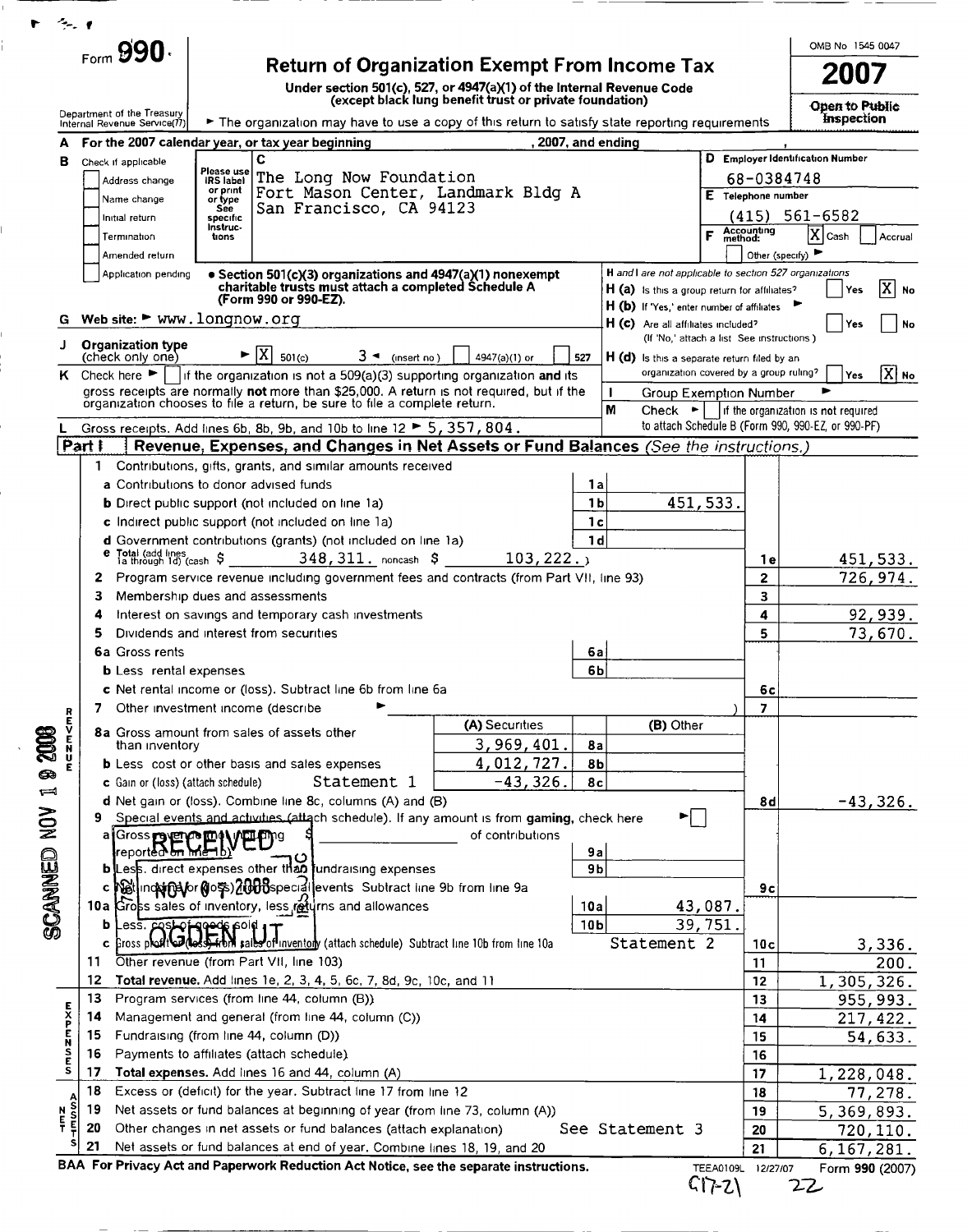Form **990**

# Return of Organization Exempt From Income Tax

**Under section 501(c), 527, or 4947(a)(1) of the Internal Revenue Code (except black lung benefit trust or private foundation)**

Department of the Treasury Internal Revenue Service

► The organization may have to use a copy of this return to satisfy state reporting requirements

OMB No 1545 0047

**2007**

**Open to Public Inspection**

**A** For the 2007 calendar year, or tax year beginning , 2007, and ending ,

**B** Check if applicable: Address change / Name change / Initial return / Termination / Amended return / Application pending

**C** The Long Now Foundation
Fort Mason Center, Landmark Bldg A
San Francisco, CA 94123

**D** Employer Identification Number: 68-0384748

**E** Telephone number: (415) 561-6582

**F** Accounting method: [X] Cash [ ] Accrual [ ] Other (specify)

• Section 501(c)(3) organizations and 4947(a)(1) nonexempt charitable trusts must attach a completed Schedule A (Form 990 or 990-EZ).

H and I are not applicable to section 527 organizations

**H (a)** Is this a group return for affiliates? [ ] Yes [X] No

**H (b)** If 'Yes,' enter number of affiliates ►

**H (c)** Are all affiliates included? [ ] Yes [ ] No (If 'No,' attach a list. See instructions.)

**H (d)** Is this a separate return filed by an organization covered by a group ruling? [ ] Yes [X] No

**G** Web site: ► www.longnow.org

**I** Group Exemption Number ►

**J** Organization type (check only one) ► [X] 501(c) ( 3 ) ◄ (insert no) [ ] 4947(a)(1) or [ ] 527

**K** Check here ► [ ] if the organization is not a 509(a)(3) supporting organization and its gross receipts are normally **not** more than $25,000. A return is not required, but if the organization chooses to file a return, be sure to file a complete return.

**M** Check ► [ ] if the organization is not required to attach Schedule B (Form 990, 990-EZ, or 990-PF)

**L** Gross receipts. Add lines 6b, 8b, 9b, and 10b to line 12 ► 5,357,804.

## Part I — Revenue, Expenses, and Changes in Net Assets or Fund Balances *(See the instructions.)*

| Line | Description | | | | Line | Amount |
|---|---|---|---|---|---|---|
| **Revenue** | | | | | | |
| 1 | Contributions, gifts, grants, and similar amounts received | | | | | |
| a | Contributions to donor advised funds | 1a | | | | |
| b | Direct public support (not included on line 1a) | 1b | 451,533. | | | |
| c | Indirect public support (not included on line 1a) | 1c | | | | |
| d | Government contributions (grants) (not included on line 1a) | 1d | | | | |
| e | Total (add lines 1a through 1d) (cash $ 348,311. noncash $ 103,222.) | | | | 1e | 451,533. |
| 2 | Program service revenue including government fees and contracts (from Part VII, line 93) | | | | 2 | 726,974. |
| 3 | Membership dues and assessments | | | | 3 | |
| 4 | Interest on savings and temporary cash investments | | | | 4 | 92,939. |
| 5 | Dividends and interest from securities | | | | 5 | 73,670. |
| 6a | Gross rents | 6a | | | | |
| b | Less rental expenses | 6b | | | | |
| c | Net rental income or (loss). Subtract line 6b from line 6a | | | | 6c | |
| 7 | Other investment income (describe ► ) | | | | 7 | |
| | | | (A) Securities | (B) Other | | |
| 8a | Gross amount from sales of assets other than inventory | 8a | 3,969,401. | | | |
| b | Less cost or other basis and sales expenses | 8b | 4,012,727. | | | |
| c | Gain or (loss) (attach schedule) Statement 1 | 8c | -43,326. | | | |
| d | Net gain or (loss). Combine line 8c, columns (A) and (B) | | | | 8d | -43,326. |
| 9 | Special events and activities (attach schedule). If any amount is from gaming, check here ► [ ] | | | | | |
| a | Gross revenue (not including $ of contributions reported on line 1b) | 9a | | | | |
| b | Less direct expenses other than fundraising expenses | 9b | | | | |
| c | Net income or (loss) from special events. Subtract line 9b from line 9a | | | | 9c | |
| 10a | Gross sales of inventory, less returns and allowances | 10a | 43,087. | | | |
| b | Less cost of goods sold | 10b | 39,751. | | | |
| c | Gross profit or (loss) from sales of inventory (attach schedule). Subtract line 10b from line 10a — Statement 2 | | | | 10c | 3,336. |
| 11 | Other revenue (from Part VII, line 103) | | | | 11 | 200. |
| 12 | **Total revenue.** Add lines 1e, 2, 3, 4, 5, 6c, 7, 8d, 9c, 10c, and 11 | | | | 12 | 1,305,326. |
| **Expenses** | | | | | | |
| 13 | Program services (from line 44, column (B)) | | | | 13 | 955,993. |
| 14 | Management and general (from line 44, column (C)) | | | | 14 | 217,422. |
| 15 | Fundraising (from line 44, column (D)) | | | | 15 | 54,633. |
| 16 | Payments to affiliates (attach schedule) | | | | 16 | |
| 17 | **Total expenses.** Add lines 16 and 44, column (A) | | | | 17 | 1,228,048. |
| **Net Assets** | | | | | | |
| 18 | Excess or (deficit) for the year. Subtract line 17 from line 12 | | | | 18 | 77,278. |
| 19 | Net assets or fund balances at beginning of year (from line 73, column (A)) | | | | 19 | 5,369,893. |
| 20 | Other changes in net assets or fund balances (attach explanation) See Statement 3 | | | | 20 | 720,110. |
| 21 | Net assets or fund balances at end of year. Combine lines 18, 19, and 20 | | | | 21 | 6,167,281. |

RECEIVED NOV 07 2008 OGDEN, UT

SCANNED NOV 19 2008

BAA For Privacy Act and Paperwork Reduction Act Notice, see the separate instructions. TEEA0109L 12/27/07 Form 990 (2007)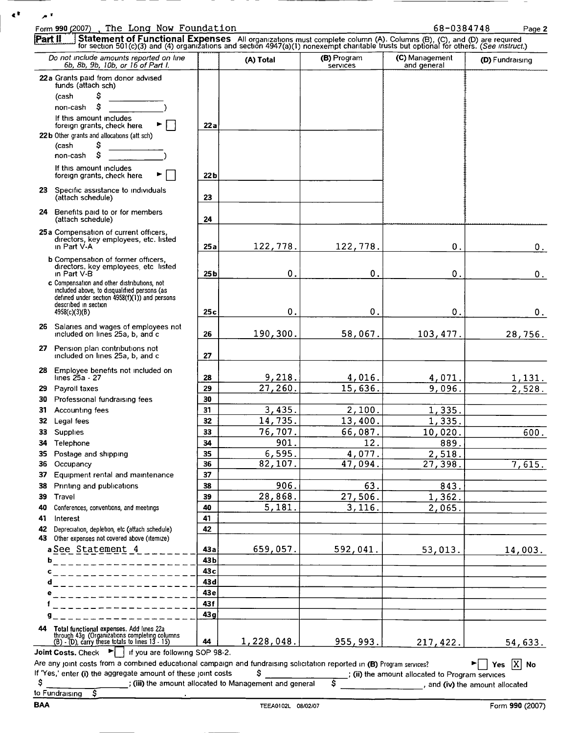Form **990** (2007) The Long Now Foundation 68-0384748

**Part II** **Statement of Functional Expenses** All organizations must complete column (A). Columns (B), (C), and (D) are required for section 501(c)(3) and (4) organizations and section 4947(a)(1) nonexempt charitable trusts but optional for others. (*See instruct.*)

| *Do not include amounts reported on line 6b, 8b, 9b, 10b, or 16 of Part I.* | | (A) Total | (B) Program services | (C) Management and general | (D) Fundraising |
|---|---|---|---|---|---|
| **22a** Grants paid from donor advised funds (attach sch) (cash $ ____ non-cash $ ____ ) If this amount includes foreign grants, check here ► ☐ | **22a** | | | | |
| **22b** Other grants and allocations (att sch) (cash $ ____ non-cash $ ____ ) If this amount includes foreign grants, check here ► ☐ | **22b** | | | | |
| **23** Specific assistance to individuals (attach schedule) | **23** | | | | |
| **24** Benefits paid to or for members (attach schedule) | **24** | | | | |
| **25a** Compensation of current officers, directors, key employees, etc. listed in Part V-A | **25a** | 122,778. | 122,778. | 0. | 0. |
| **b** Compensation of former officers, directors, key employees, etc listed in Part V-B | **25b** | 0. | 0. | 0. | 0. |
| **c** Compensation and other distributions, not included above, to disqualified persons (as defined under section 4958(f)(1)) and persons described in section 4958(c)(3)(B) | **25c** | 0. | 0. | 0. | 0. |
| **26** Salaries and wages of employees not included on lines 25a, b, and c | **26** | 190,300. | 58,067. | 103,477. | 28,756. |
| **27** Pension plan contributions not included on lines 25a, b, and c | **27** | | | | |
| **28** Employee benefits not included on lines 25a - 27 | **28** | 9,218. | 4,016. | 4,071. | 1,131. |
| **29** Payroll taxes | **29** | 27,260. | 15,636. | 9,096. | 2,528. |
| **30** Professional fundraising fees | **30** | | | | |
| **31** Accounting fees | **31** | 3,435. | 2,100. | 1,335. | |
| **32** Legal fees | **32** | 14,735. | 13,400. | 1,335. | |
| **33** Supplies | **33** | 76,707. | 66,087. | 10,020. | 600. |
| **34** Telephone | **34** | 901. | 12. | 889. | |
| **35** Postage and shipping | **35** | 6,595. | 4,077. | 2,518. | |
| **36** Occupancy | **36** | 82,107. | 47,094. | 27,398. | 7,615. |
| **37** Equipment rental and maintenance | **37** | | | | |
| **38** Printing and publications | **38** | 906. | 63. | 843. | |
| **39** Travel | **39** | 28,868. | 27,506. | 1,362. | |
| **40** Conferences, conventions, and meetings | **40** | 5,181. | 3,116. | 2,065. | |
| **41** Interest | **41** | | | | |
| **42** Depreciation, depletion, etc (attach schedule) | **42** | | | | |
| **43** Other expenses not covered above (itemize) **a** See Statement 4 | **43a** | 659,057. | 592,041. | 53,013. | 14,003. |
| **b** | **43b** | | | | |
| **c** | **43c** | | | | |
| **d** | **43d** | | | | |
| **e** | **43e** | | | | |
| **f** | **43f** | | | | |
| **g** | **43g** | | | | |
| **44** **Total functional expenses.** Add lines 22a through 43g (Organizations completing columns (B) - (D), carry these totals to lines 13 - 15) | **44** | 1,228,048. | 955,993. | 217,422. | 54,633. |

**Joint Costs.** Check ► ☐ if you are following SOP 98-2.

Are any joint costs from a combined educational campaign and fundraising solicitation reported in **(B)** Program services? ► ☐ Yes ☒ No

If 'Yes,' enter **(i)** the aggregate amount of these joint costs $ ________; **(ii)** the amount allocated to Program services $ ________; **(iii)** the amount allocated to Management and general $ ________, and **(iv)** the amount allocated to Fundraising $ ________.

BAA TEEA0102L 08/02/07 Form **990** (2007)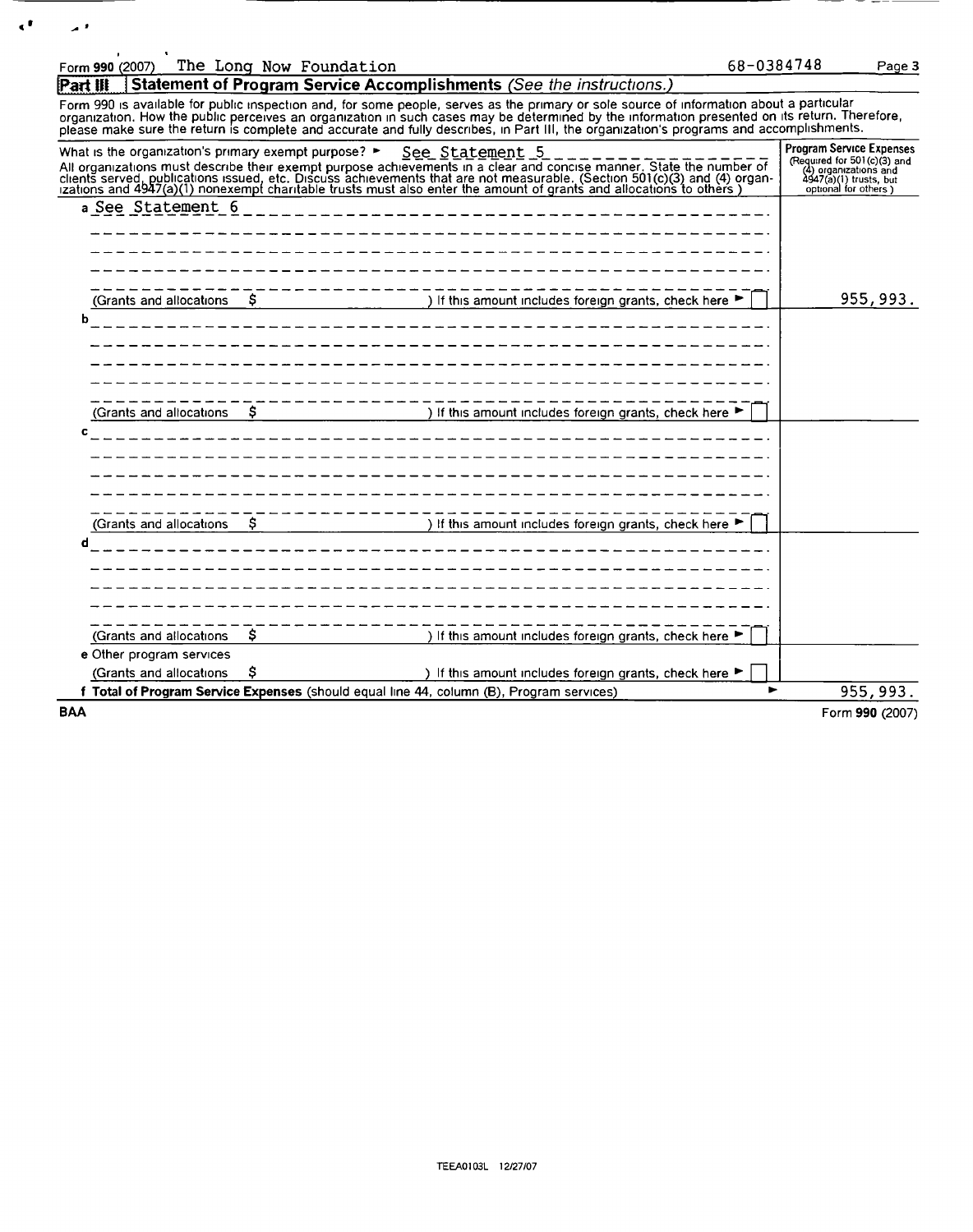Form **990** (2007) The Long Now Foundation 68-0384748

## Part III | Statement of Program Service Accomplishments *(See the instructions.)*

Form 990 is available for public inspection and, for some people, serves as the primary or sole source of information about a particular organization. How the public perceives an organization in such cases may be determined by the information presented on its return. Therefore, please make sure the return is complete and accurate and fully describes, in Part III, the organization's programs and accomplishments.

| What is the organization's primary exempt purpose? ► See Statement 5<br>All organizations must describe their exempt purpose achievements in a clear and concise manner. State the number of clients served, publications issued, etc. Discuss achievements that are not measurable. (Section 501(c)(3) and (4) organizations and 4947(a)(1) nonexempt charitable trusts must also enter the amount of grants and allocations to others.) | **Program Service Expenses** (Required for 501(c)(3) and (4) organizations and 4947(a)(1) trusts, but optional for others.) |
|---|---|
| **a** See Statement 6<br>(Grants and allocations $ ) If this amount includes foreign grants, check here ► ☐ | 955,993. |
| **b**<br>(Grants and allocations $ ) If this amount includes foreign grants, check here ► ☐ | |
| **c**<br>(Grants and allocations $ ) If this amount includes foreign grants, check here ► ☐ | |
| **d**<br>(Grants and allocations $ ) If this amount includes foreign grants, check here ► ☐ | |
| **e** Other program services<br>(Grants and allocations $ ) If this amount includes foreign grants, check here ► ☐ | |
| **f Total of Program Service Expenses** (should equal line 44, column (B), Program services) ► | 955,993. |

BAA Form **990** (2007)

TEEA0103L 12/27/07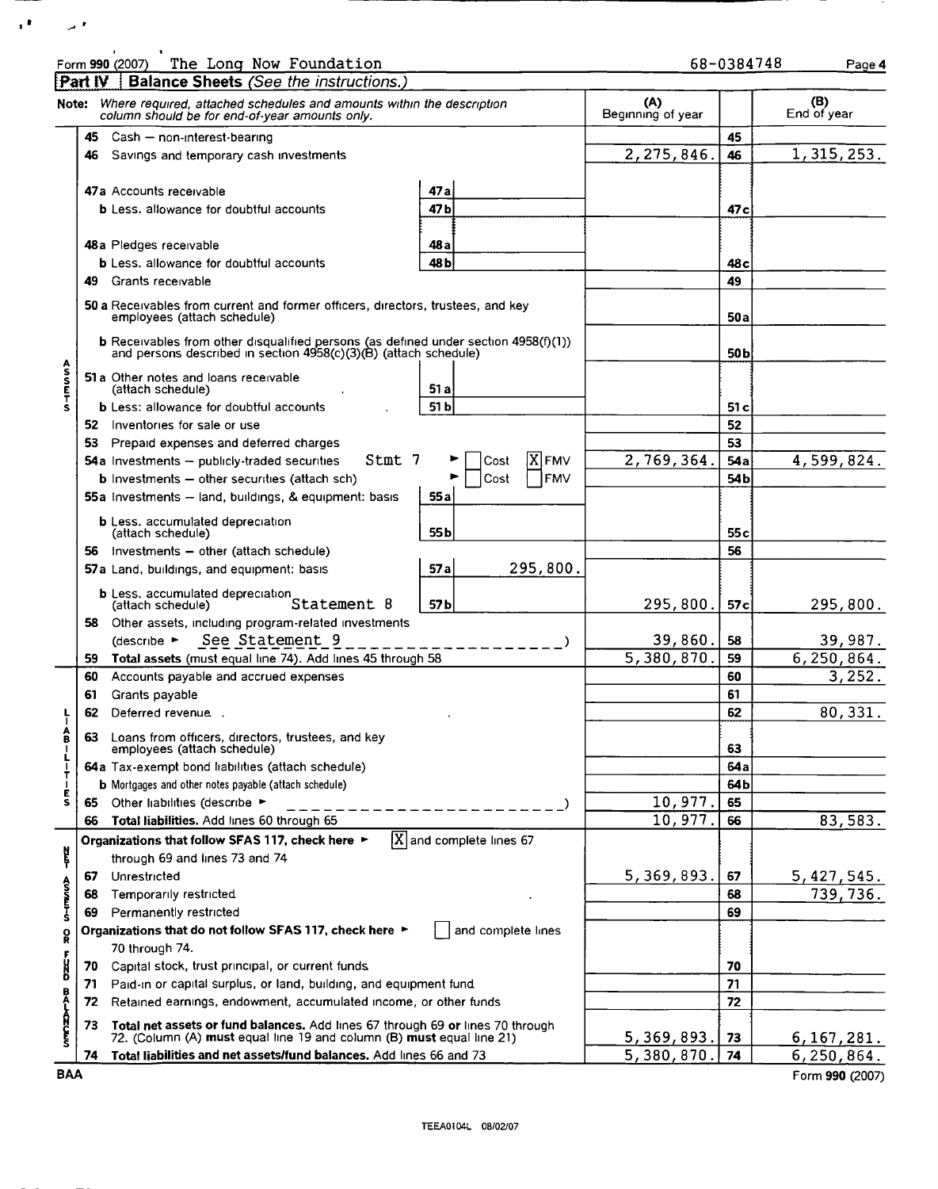Form **990** (2007) The Long Now Foundation 68-0384748 Page **4**

## Part IV | Balance Sheets *(See the instructions.)*

**Note:** *Where required, attached schedules and amounts within the description column should be for end-of-year amounts only.*

| | | | (A) Beginning of year | | (B) End of year |
|---|---|---|---|---|---|
| **ASSETS** | 45 Cash – non-interest-bearing | | | 45 | |
| | 46 Savings and temporary cash investments | | 2,275,846. | 46 | 1,315,253. |
| | 47a Accounts receivable | 47a | | | |
| | b Less: allowance for doubtful accounts | 47b | | 47c | |
| | 48a Pledges receivable | 48a | | | |
| | b Less: allowance for doubtful accounts | 48b | | 48c | |
| | 49 Grants receivable | | | 49 | |
| | 50a Receivables from current and former officers, directors, trustees, and key employees (attach schedule) | | | 50a | |
| | b Receivables from other disqualified persons (as defined under section 4958(f)(1)) and persons described in section 4958(c)(3)(B) (attach schedule) | | | 50b | |
| | 51a Other notes and loans receivable (attach schedule) | 51a | | | |
| | b Less: allowance for doubtful accounts | 51b | | 51c | |
| | 52 Inventories for sale or use | | | 52 | |
| | 53 Prepaid expenses and deferred charges | | | 53 | |
| | 54a Investments – publicly-traded securities Stmt 7 ► [ ] Cost [X] FMV | | 2,769,364. | 54a | 4,599,824. |
| | b Investments – other securities (attach sch) ► [ ] Cost [ ] FMV | | | 54b | |
| | 55a Investments – land, buildings, & equipment: basis | 55a | | | |
| | b Less: accumulated depreciation (attach schedule) | 55b | | 55c | |
| | 56 Investments – other (attach schedule) | | | 56 | |
| | 57a Land, buildings, and equipment: basis | 57a 295,800. | | | |
| | b Less: accumulated depreciation (attach schedule) Statement 8 | 57b | 295,800. | 57c | 295,800. |
| | 58 Other assets, including program-related investments (describe ► See Statement 9) | | 39,860. | 58 | 39,987. |
| | 59 **Total assets** (must equal line 74). Add lines 45 through 58 | | 5,380,870. | 59 | 6,250,864. |
| **LIABILITIES** | 60 Accounts payable and accrued expenses | | | 60 | 3,252. |
| | 61 Grants payable | | | 61 | |
| | 62 Deferred revenue | | | 62 | 80,331. |
| | 63 Loans from officers, directors, trustees, and key employees (attach schedule) | | | 63 | |
| | 64a Tax-exempt bond liabilities (attach schedule) | | | 64a | |
| | b Mortgages and other notes payable (attach schedule) | | | 64b | |
| | 65 Other liabilities (describe ► ) | | 10,977. | 65 | |
| | 66 **Total liabilities.** Add lines 60 through 65 | | 10,977. | 66 | 83,583. |
| **NET ASSETS OR FUND BALANCES** | **Organizations that follow SFAS 117, check here** ► [X] and complete lines 67 through 69 and lines 73 and 74 | | | | |
| | 67 Unrestricted | | 5,369,893. | 67 | 5,427,545. |
| | 68 Temporarily restricted | | | 68 | 739,736. |
| | 69 Permanently restricted | | | 69 | |
| | **Organizations that do not follow SFAS 117, check here** ► [ ] and complete lines 70 through 74. | | | | |
| | 70 Capital stock, trust principal, or current funds | | | 70 | |
| | 71 Paid-in or capital surplus, or land, building, and equipment fund | | | 71 | |
| | 72 Retained earnings, endowment, accumulated income, or other funds | | | 72 | |
| | 73 **Total net assets or fund balances.** Add lines 67 through 69 **or** lines 70 through 72. (Column (A) **must** equal line 19 and column (B) **must** equal line 21) | | 5,369,893. | 73 | 6,167,281. |
| | 74 **Total liabilities and net assets/fund balances.** Add lines 66 and 73 | | 5,380,870. | 74 | 6,250,864. |

BAA Form **990** (2007)

TEEA0104L 08/02/07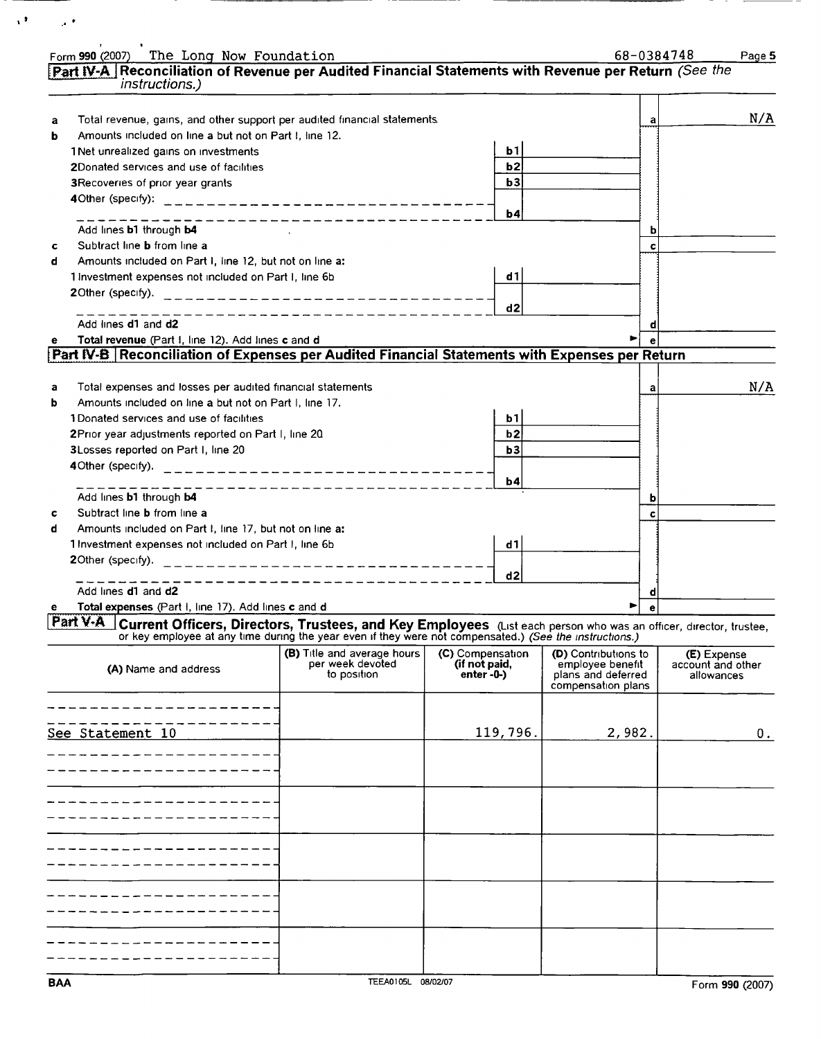Form 990 (2007) The Long Now Foundation 68-0384748

## Part IV-A Reconciliation of Revenue per Audited Financial Statements with Revenue per Return *(See the instructions.)*

| | | | | | |
|---|---|---|---|---|---|
| **a** | Total revenue, gains, and other support per audited financial statements | | | a | N/A |
| **b** | Amounts included on line a but not on Part I, line 12. | | | | |
| | 1 Net unrealized gains on investments | b1 | | | |
| | 2 Donated services and use of facilities | b2 | | | |
| | 3 Recoveries of prior year grants | b3 | | | |
| | 4 Other (specify): | b4 | | | |
| | Add lines **b1** through **b4** | | | b | |
| **c** | Subtract line **b** from line **a** | | | c | |
| **d** | Amounts included on Part I, line 12, but not on line **a**: | | | | |
| | 1 Investment expenses not included on Part I, line 6b | d1 | | | |
| | 2 Other (specify). | d2 | | | |
| | Add lines **d1** and **d2** | | | d | |
| **e** | **Total revenue** (Part I, line 12). Add lines **c** and **d** | | | e | |

## Part IV-B Reconciliation of Expenses per Audited Financial Statements with Expenses per Return

| | | | | | |
|---|---|---|---|---|---|
| **a** | Total expenses and losses per audited financial statements | | | a | N/A |
| **b** | Amounts included on line a but not on Part I, line 17. | | | | |
| | 1 Donated services and use of facilities | b1 | | | |
| | 2 Prior year adjustments reported on Part I, line 20 | b2 | | | |
| | 3 Losses reported on Part I, line 20 | b3 | | | |
| | 4 Other (specify). | b4 | | | |
| | Add lines **b1** through **b4** | | | b | |
| **c** | Subtract line **b** from line **a** | | | c | |
| **d** | Amounts included on Part I, line 17, but not on line **a**: | | | | |
| | 1 Investment expenses not included on Part I, line 6b | d1 | | | |
| | 2 Other (specify). | d2 | | | |
| | Add lines **d1** and **d2** | | | d | |
| **e** | **Total expenses** (Part I, line 17). Add lines **c** and **d** | | | e | |

## Part V-A Current Officers, Directors, Trustees, and Key Employees

(List each person who was an officer, director, trustee, or key employee at any time during the year even if they were not compensated.) *(See the instructions.)*

| (A) Name and address | (B) Title and average hours per week devoted to position | (C) Compensation (if not paid, enter -0-) | (D) Contributions to employee benefit plans and deferred compensation plans | (E) Expense account and other allowances |
|---|---|---|---|---|
| See Statement 10 | | 119,796. | 2,982. | 0. |
| | | | | |
| | | | | |
| | | | | |
| | | | | |
| | | | | |

BAA TEEA0105L 08/02/07 Form 990 (2007)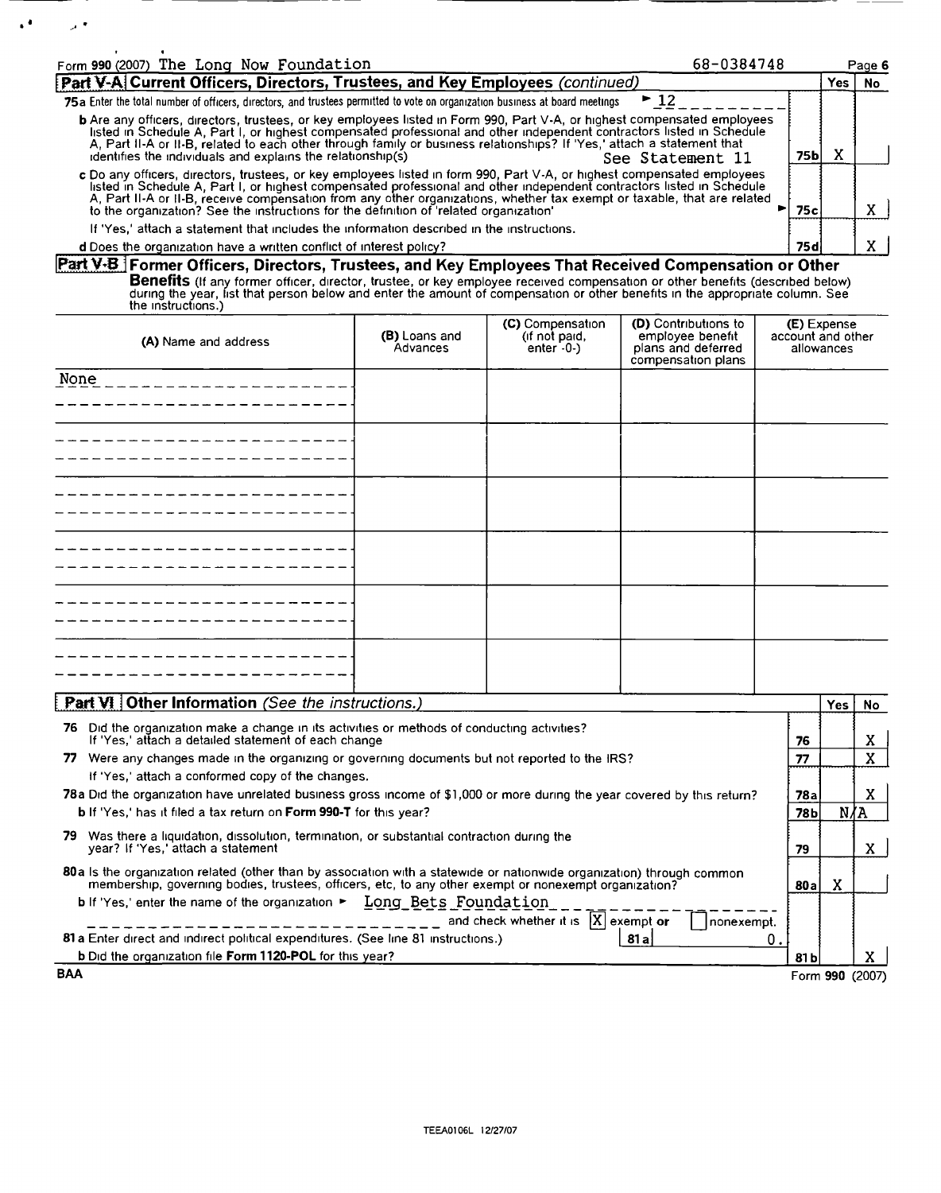Form 990 (2007) The Long Now Foundation 68-0384748

## Part V-A Current Officers, Directors, Trustees, and Key Employees *(continued)*

| | | Yes | No |
|---|---|---|---|
| **75a** Enter the total number of officers, directors, and trustees permitted to vote on organization business at board meetings ► 12 | | | |
| **b** Are any officers, directors, trustees, or key employees listed in Form 990, Part V-A, or highest compensated employees listed in Schedule A, Part I, or highest compensated professional and other independent contractors listed in Schedule A, Part II-A or II-B, related to each other through family or business relationships? If 'Yes,' attach a statement that identifies the individuals and explains the relationship(s) See Statement 11 | 75b | X | |
| **c** Do any officers, directors, trustees, or key employees listed in form 990, Part V-A, or highest compensated employees listed in Schedule A, Part I, or highest compensated professional and other independent contractors listed in Schedule A, Part II-A or II-B, receive compensation from any other organizations, whether tax exempt or taxable, that are related to the organization? See the instructions for the definition of 'related organization' ► | 75c | | X |
| If 'Yes,' attach a statement that includes the information described in the instructions. | | | |
| **d** Does the organization have a written conflict of interest policy? | 75d | | X |

## Part V-B Former Officers, Directors, Trustees, and Key Employees That Received Compensation or Other Benefits

(If any former officer, director, trustee, or key employee received compensation or other benefits (described below) during the year, list that person below and enter the amount of compensation or other benefits in the appropriate column. See the instructions.)

| (A) Name and address | (B) Loans and Advances | (C) Compensation (if not paid, enter -0-) | (D) Contributions to employee benefit plans and deferred compensation plans | (E) Expense account and other allowances |
|---|---|---|---|---|
| None | | | | |

## Part VI Other Information *(See the instructions.)*

| | | Yes | No |
|---|---|---|---|
| **76** Did the organization make a change in its activities or methods of conducting activities? If 'Yes,' attach a detailed statement of each change | 76 | | X |
| **77** Were any changes made in the organizing or governing documents but not reported to the IRS? If 'Yes,' attach a conformed copy of the changes. | 77 | | X |
| **78a** Did the organization have unrelated business gross income of $1,000 or more during the year covered by this return? | 78a | | X |
| **b** If 'Yes,' has it filed a tax return on **Form 990-T** for this year? | 78b | N/A | |
| **79** Was there a liquidation, dissolution, termination, or substantial contraction during the year? If 'Yes,' attach a statement | 79 | | X |
| **80a** Is the organization related (other than by association with a statewide or nationwide organization) through common membership, governing bodies, trustees, officers, etc, to any other exempt or nonexempt organization? | 80a | X | |
| **b** If 'Yes,' enter the name of the organization ► Long Bets Foundation and check whether it is [X] exempt or [ ] nonexempt. | | | |
| **81a** Enter direct and indirect political expenditures. (See line 81 instructions.) 81a 0. | | | |
| **b** Did the organization file **Form 1120-POL** for this year? | 81b | | X |

BAA Form **990** (2007)

TEEA0106L 12/27/07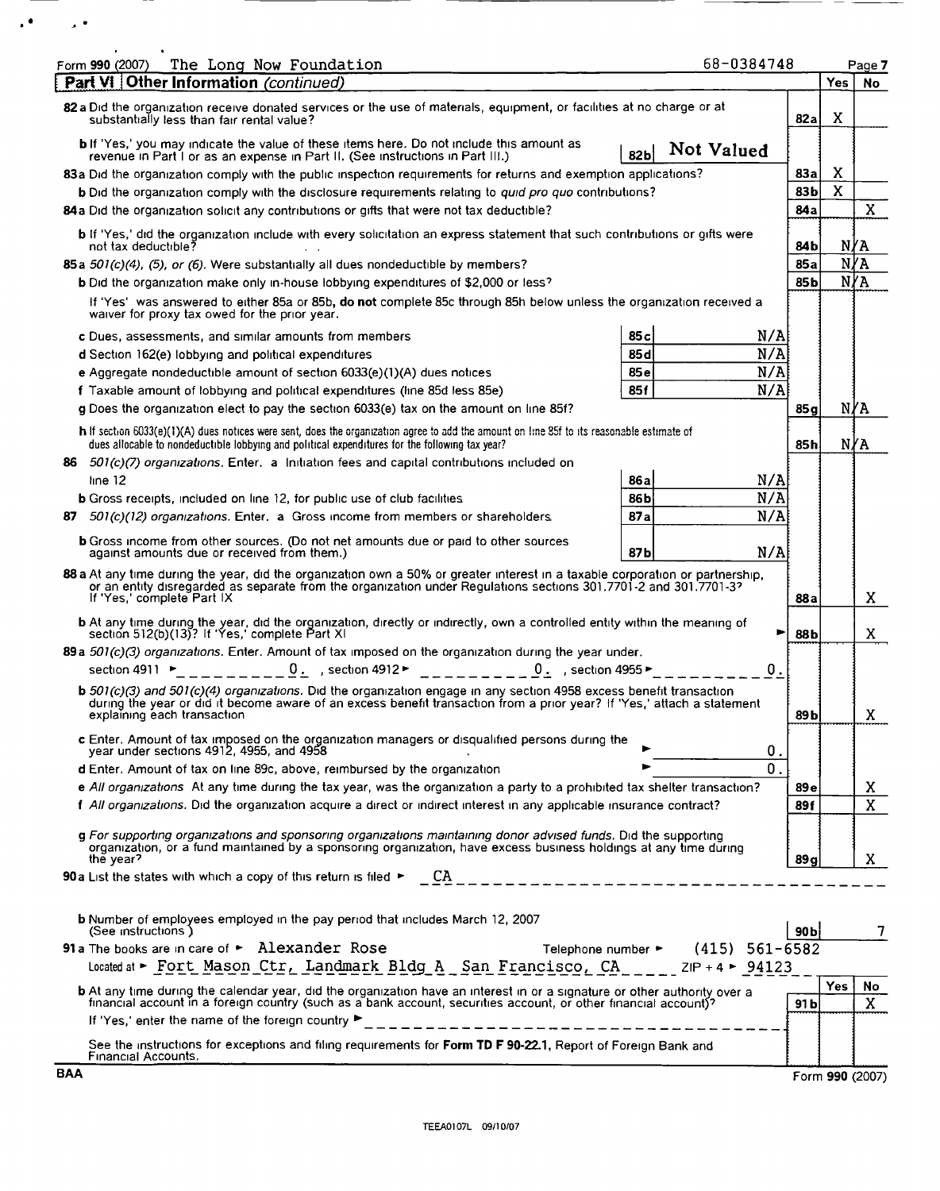Form 990 (2007) The Long Now Foundation 68-0384748

## Part VI Other Information *(continued)*

| | | | Yes | No |
|---|---|---|---|---|
| **82a** Did the organization receive donated services or the use of materials, equipment, or facilities at no charge or at substantially less than fair rental value? | | 82a | X | |
| **b** If 'Yes,' you may indicate the value of these items here. Do not include this amount as revenue in Part I or as an expense in Part II. (See instructions in Part III.) | 82b Not Valued | | | |
| **83a** Did the organization comply with the public inspection requirements for returns and exemption applications? | | 83a | X | |
| **b** Did the organization comply with the disclosure requirements relating to *quid pro quo* contributions? | | 83b | X | |
| **84a** Did the organization solicit any contributions or gifts that were not tax deductible? | | 84a | | X |
| **b** If 'Yes,' did the organization include with every solicitation an express statement that such contributions or gifts were not tax deductible? | | 84b | N/A | |
| **85a** *501(c)(4), (5), or (6).* Were substantially all dues nondeductible by members? | | 85a | N/A | |
| **b** Did the organization make only in-house lobbying expenditures of $2,000 or less? | | 85b | N/A | |
| If 'Yes' was answered to either 85a or 85b, **do not** complete 85c through 85h below unless the organization received a waiver for proxy tax owed for the prior year. | | | | |
| **c** Dues, assessments, and similar amounts from members | 85c N/A | | | |
| **d** Section 162(e) lobbying and political expenditures | 85d N/A | | | |
| **e** Aggregate nondeductible amount of section 6033(e)(1)(A) dues notices | 85e N/A | | | |
| **f** Taxable amount of lobbying and political expenditures (line 85d less 85e) | 85f N/A | | | |
| **g** Does the organization elect to pay the section 6033(e) tax on the amount on line 85f? | | 85g | N/A | |
| **h** If section 6033(e)(1)(A) dues notices were sent, does the organization agree to add the amount on line 85f to its reasonable estimate of dues allocable to nondeductible lobbying and political expenditures for the following tax year? | | 85h | N/A | |
| **86** *501(c)(7) organizations.* Enter. **a** Initiation fees and capital contributions included on line 12 | 86a N/A | | | |
| **b** Gross receipts, included on line 12, for public use of club facilities | 86b N/A | | | |
| **87** *501(c)(12) organizations.* Enter. **a** Gross income from members or shareholders | 87a N/A | | | |
| **b** Gross income from other sources. (Do not net amounts due or paid to other sources against amounts due or received from them.) | 87b N/A | | | |
| **88a** At any time during the year, did the organization own a 50% or greater interest in a taxable corporation or partnership, or an entity disregarded as separate from the organization under Regulations sections 301.7701-2 and 301.7701-3? If 'Yes,' complete Part IX | | 88a | | X |
| **b** At any time during the year, did the organization, directly or indirectly, own a controlled entity within the meaning of section 512(b)(13)? If 'Yes,' complete Part XI | | 88b | | X |
| **89a** *501(c)(3) organizations.* Enter. Amount of tax imposed on the organization during the year under. section 4911 ► 0. , section 4912 ► 0. , section 4955 ► 0. | | | | |
| **b** *501(c)(3) and 501(c)(4) organizations.* Did the organization engage in any section 4958 excess benefit transaction during the year or did it become aware of an excess benefit transaction from a prior year? If 'Yes,' attach a statement explaining each transaction | | 89b | | X |
| **c** Enter. Amount of tax imposed on the organization managers or disqualified persons during the year under sections 4912, 4955, and 4958 | ► 0. | | | |
| **d** Enter. Amount of tax on line 89c, above, reimbursed by the organization | ► 0. | | | |
| **e** *All organizations* At any time during the tax year, was the organization a party to a prohibited tax shelter transaction? | | 89e | | X |
| **f** *All organizations.* Did the organization acquire a direct or indirect interest in any applicable insurance contract? | | 89f | | X |
| **g** *For supporting organizations and sponsoring organizations maintaining donor advised funds.* Did the supporting organization, or a fund maintained by a sponsoring organization, have excess business holdings at any time during the year? | | 89g | | X |

**90a** List the states with which a copy of this return is filed ► CA

**b** Number of employees employed in the pay period that includes March 12, 2007 (See instructions) — 90b: 7

**91a** The books are in care of ► Alexander Rose Telephone number ► (415) 561-6582

Located at ► Fort Mason Ctr, Landmark Bldg A San Francisco, CA ZIP + 4 ► 94123

| | | Yes | No |
|---|---|---|---|
| **b** At any time during the calendar year, did the organization have an interest in or a signature or other authority over a financial account in a foreign country (such as a bank account, securities account, or other financial account)? | 91b | | X |

If 'Yes,' enter the name of the foreign country ►

See the instructions for exceptions and filing requirements for **Form TD F 90-22.1**, Report of Foreign Bank and Financial Accounts.

BAA Form **990** (2007)

TEEA0107L 09/10/07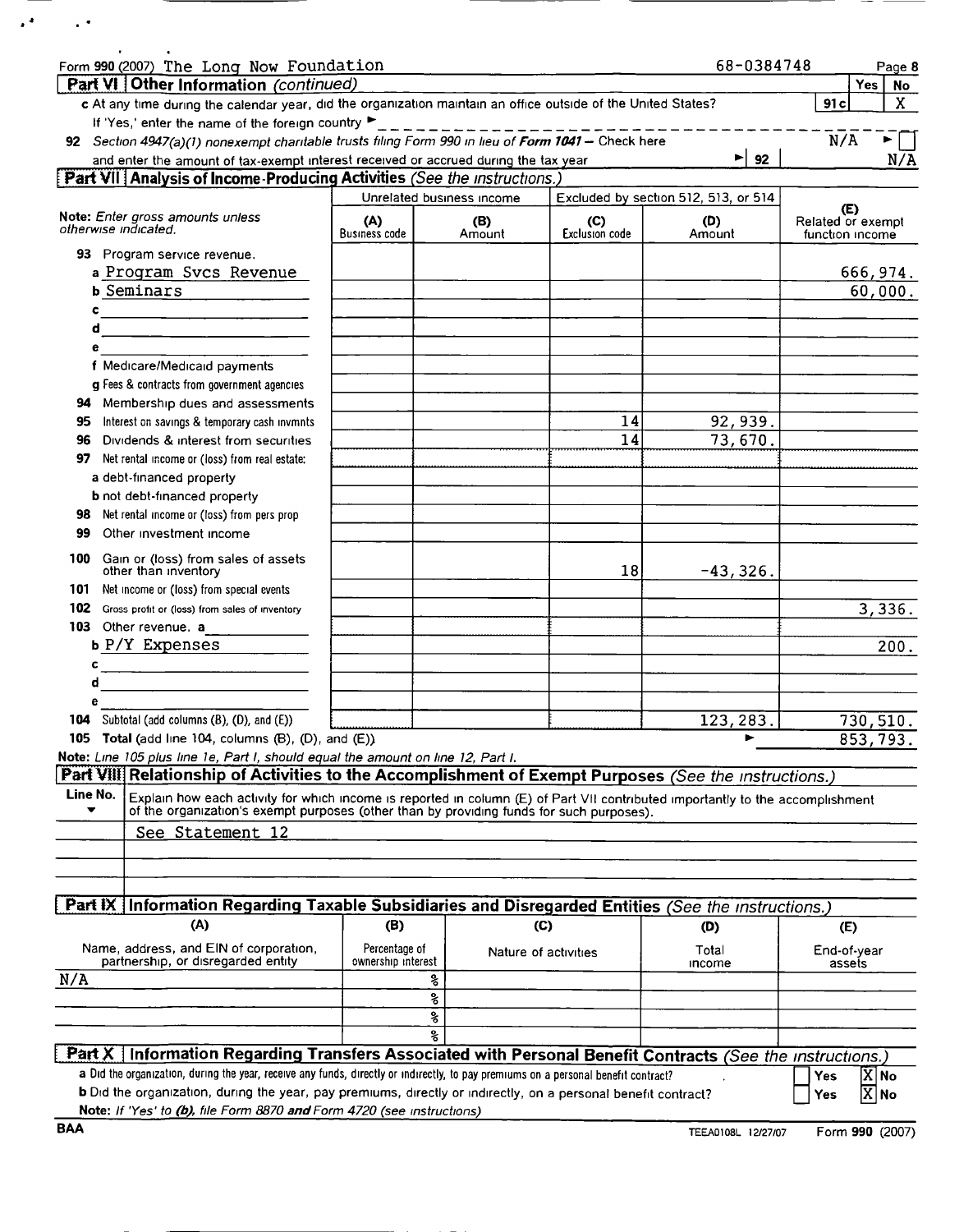Form 990 (2007) The Long Now Foundation 68-0384748

## Part VI | Other Information *(continued)*

| | Yes | No |
|---|---|---|
| **c** At any time during the calendar year, did the organization maintain an office outside of the United States? **91c** | | X |
| If 'Yes,' enter the name of the foreign country ► | | |
| **92** Section 4947(a)(1) nonexempt charitable trusts filing Form 990 in lieu of **Form 1041** – Check here N/A ► ☐ | | |
| and enter the amount of tax-exempt interest received or accrued during the tax year ► **92** | | N/A |

## Part VII | Analysis of Income-Producing Activities *(See the instructions.)*

| Note: *Enter gross amounts unless otherwise indicated.* | Unrelated business income (A) Business code | Unrelated business income (B) Amount | Excluded by section 512, 513, or 514 (C) Exclusion code | Excluded by section 512, 513, or 514 (D) Amount | (E) Related or exempt function income |
|---|---|---|---|---|---|
| **93** Program service revenue. | | | | | |
| a Program Svcs Revenue | | | | | 666,974. |
| b Seminars | | | | | 60,000. |
| c | | | | | |
| d | | | | | |
| e | | | | | |
| f Medicare/Medicaid payments | | | | | |
| g Fees & contracts from government agencies | | | | | |
| **94** Membership dues and assessments | | | | | |
| **95** Interest on savings & temporary cash invmnts | | | 14 | 92,939. | |
| **96** Dividends & interest from securities | | | 14 | 73,670. | |
| **97** Net rental income or (loss) from real estate: | | | | | |
| a debt-financed property | | | | | |
| b not debt-financed property | | | | | |
| **98** Net rental income or (loss) from pers prop | | | | | |
| **99** Other investment income | | | | | |
| **100** Gain or (loss) from sales of assets other than inventory | | | 18 | -43,326. | |
| **101** Net income or (loss) from special events | | | | | |
| **102** Gross profit or (loss) from sales of inventory | | | | | 3,336. |
| **103** Other revenue. a | | | | | |
| b P/Y Expenses | | | | | 200. |
| c | | | | | |
| d | | | | | |
| e | | | | | |
| **104** Subtotal (add columns (B), (D), and (E)) | | | | 123,283. | 730,510. |
| **105** **Total** (add line 104, columns (B), (D), and (E)) ► | | | | | 853,793. |

**Note:** *Line 105 plus line 1e, Part I, should equal the amount on line 12, Part I.*

## Part VIII | Relationship of Activities to the Accomplishment of Exempt Purposes *(See the instructions.)*

| Line No. ▼ | Explain how each activity for which income is reported in column (E) of Part VII contributed importantly to the accomplishment of the organization's exempt purposes (other than by providing funds for such purposes). |
|---|---|
| | See Statement 12 |

## Part IX | Information Regarding Taxable Subsidiaries and Disregarded Entities *(See the instructions.)*

| (A) Name, address, and EIN of corporation, partnership, or disregarded entity | (B) Percentage of ownership interest | (C) Nature of activities | (D) Total income | (E) End-of-year assets |
|---|---|---|---|---|
| N/A | % | | | |
| | % | | | |
| | % | | | |
| | % | | | |

## Part X | Information Regarding Transfers Associated with Personal Benefit Contracts *(See the instructions.)*

**a** Did the organization, during the year, receive any funds, directly or indirectly, to pay premiums on a personal benefit contract? ☐ Yes ☒ No

**b** Did the organization, during the year, pay premiums, directly or indirectly, on a personal benefit contract? ☐ Yes ☒ No

**Note:** *If 'Yes' to (b), file Form 8870* ***and*** *Form 4720 (see instructions)*

BAA TEEA0108L 12/27/07 Form **990** (2007)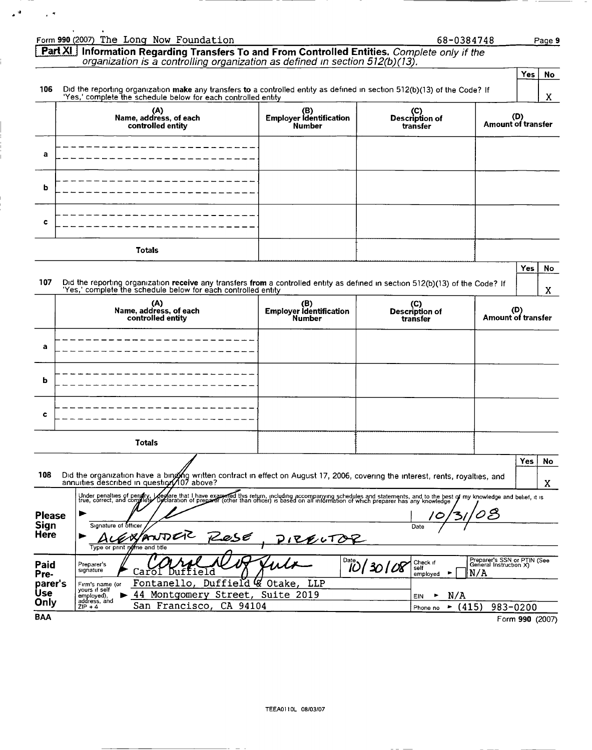Form 990 (2007) The Long Now Foundation 68-0384748

## Part XI Information Regarding Transfers To and From Controlled Entities. *Complete only if the organization is a controlling organization as defined in section 512(b)(13).*

| | | Yes | No |
|---|---|---|---|
| 106 | Did the reporting organization **make** any transfers **to** a controlled entity as defined in section 512(b)(13) of the Code? If 'Yes,' complete the schedule below for each controlled entity | | X |

| | (A) Name, address, of each controlled entity | (B) Employer Identification Number | (C) Description of transfer | (D) Amount of transfer |
|---|---|---|---|---|
| a | | | | |
| b | | | | |
| c | | | | |
| | **Totals** | | | |

| | | Yes | No |
|---|---|---|---|
| 107 | Did the reporting organization **receive** any transfers **from** a controlled entity as defined in section 512(b)(13) of the Code? If 'Yes,' complete the schedule below for each controlled entity | | X |

| | (A) Name, address, of each controlled entity | (B) Employer Identification Number | (C) Description of transfer | (D) Amount of transfer |
|---|---|---|---|---|
| a | | | | |
| b | | | | |
| c | | | | |
| | **Totals** | | | |

| | | Yes | No |
|---|---|---|---|
| 108 | Did the organization have a binding written contract in effect on August 17, 2006, covering the interest, rents, royalties, and annuities described in question 107 above? | | X |

**Please Sign Here**

Under penalties of perjury, I declare that I have examined this return, including accompanying schedules and statements, and to the best of my knowledge and belief, it is true, correct, and complete. Declaration of preparer (other than officer) is based on all information of which preparer has any knowledge

Signature of officer — Date: 10/31/08

Type or print name and title: ALEXANDER ROSE, DIRECTOR

**Paid Preparer's Use Only**

| | | | |
|---|---|---|---|
| Preparer's signature | Carol Duffield | Date 10/30/08 | Check if self employed ☐ — Preparer's SSN or PTIN (See General Instruction X): N/A |
| Firm's name (or yours if self employed), address, and ZIP + 4 | Fontanello, Duffield & Otake, LLP | | |
| | 44 Montgomery Street, Suite 2019 | | EIN ► N/A |
| | San Francisco, CA 94104 | | Phone no ► (415) 983-0200 |

BAA Form **990** (2007)

TEEA0110L 08/03/07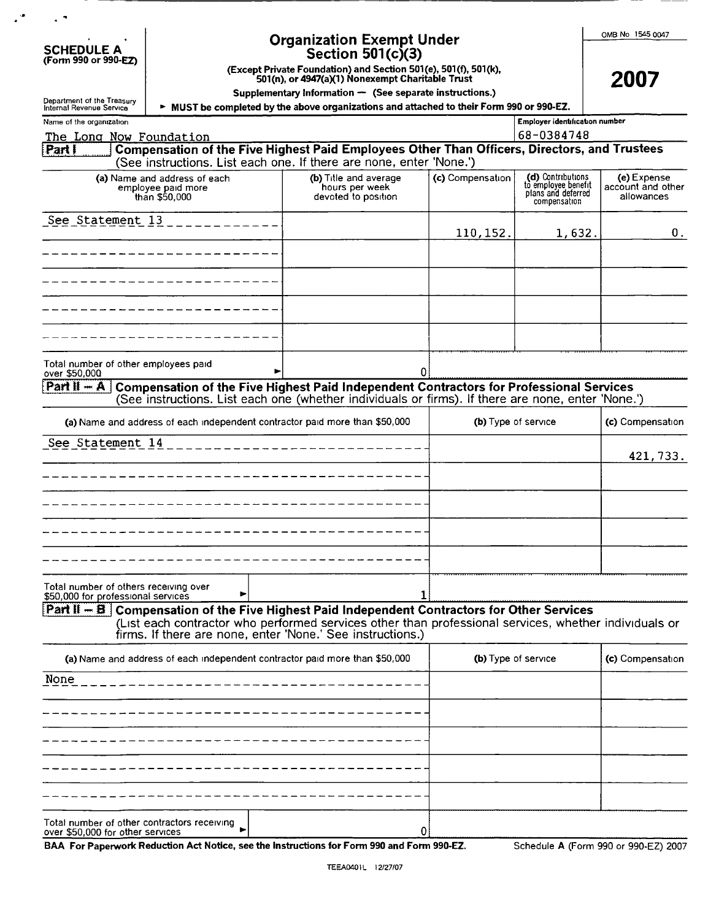**SCHEDULE A**
**(Form 990 or 990-EZ)**

Department of the Treasury
Internal Revenue Service

# Organization Exempt Under Section 501(c)(3)

**(Except Private Foundation) and Section 501(e), 501(f), 501(k), 501(n), or 4947(a)(1) Nonexempt Charitable Trust**

**Supplementary Information — (See separate instructions.)**

► **MUST be completed by the above organizations and attached to their Form 990 or 990-EZ.**

OMB No 1545 0047

**2007**

Name of the organization: The Long Now Foundation

Employer identification number: 68-0384748

## Part I — Compensation of the Five Highest Paid Employees Other Than Officers, Directors, and Trustees

(See instructions. List each one. If there are none, enter 'None.')

| (a) Name and address of each employee paid more than $50,000 | (b) Title and average hours per week devoted to position | (c) Compensation | (d) Contributions to employee benefit plans and deferred compensation | (e) Expense account and other allowances |
|---|---|---|---|---|
| See Statement 13 | | 110,152. | 1,632. | 0. |
| | | | | |
| | | | | |
| | | | | |
| | | | | |

Total number of other employees paid over $50,000 ► 0

## Part II – A — Compensation of the Five Highest Paid Independent Contractors for Professional Services

(See instructions. List each one (whether individuals or firms). If there are none, enter 'None.')

| (a) Name and address of each independent contractor paid more than $50,000 | (b) Type of service | (c) Compensation |
|---|---|---|
| See Statement 14 | | 421,733. |
| | | |
| | | |
| | | |
| | | |

Total number of others receiving over $50,000 for professional services ► 1

## Part II – B — Compensation of the Five Highest Paid Independent Contractors for Other Services

(List each contractor who performed services other than professional services, whether individuals or firms. If there are none, enter 'None.' See instructions.)

| (a) Name and address of each independent contractor paid more than $50,000 | (b) Type of service | (c) Compensation |
|---|---|---|
| None | | |
| | | |
| | | |
| | | |
| | | |

Total number of other contractors receiving over $50,000 for other services ► 0

**BAA For Paperwork Reduction Act Notice, see the Instructions for Form 990 and Form 990-EZ.** Schedule A (Form 990 or 990-EZ) 2007

TEEA0401L 12/27/07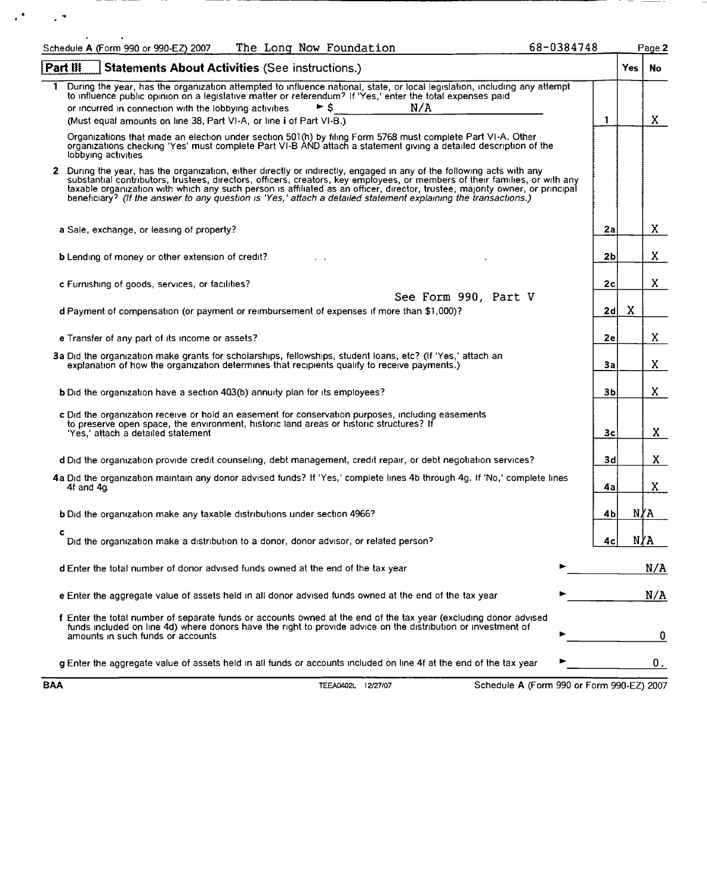Schedule A (Form 990 or 990-EZ) 2007 The Long Now Foundation 68-0384748

## Part III Statements About Activities (See instructions.)

| | | | Yes | No |
|---|---|---|---|---|
| **1** | During the year, has the organization attempted to influence national, state, or local legislation, including any attempt to influence public opinion on a legislative matter or referendum? If 'Yes,' enter the total expenses paid or incurred in connection with the lobbying activities ► $ N/A (Must equal amounts on line 38, Part VI-A, or line **i** of Part VI-B.) | 1 | | X |
| | Organizations that made an election under section 501(h) by filing Form 5768 must complete Part VI-A. Other organizations checking 'Yes' must complete Part VI-B AND attach a statement giving a detailed description of the lobbying activities | | | |
| **2** | During the year, has the organization, either directly or indirectly, engaged in any of the following acts with any substantial contributors, trustees, directors, officers, creators, key employees, or members of their families, or with any taxable organization with which any such person is affiliated as an officer, director, trustee, majority owner, or principal beneficiary? *(If the answer to any question is 'Yes,' attach a detailed statement explaining the transactions.)* | | | |
| | **a** Sale, exchange, or leasing of property? | 2a | | X |
| | **b** Lending of money or other extension of credit? | 2b | | X |
| | **c** Furnishing of goods, services, or facilities? | 2c | | X |
| | **d** Payment of compensation (or payment or reimbursement of expenses if more than $1,000)? See Form 990, Part V | 2d | X | |
| | **e** Transfer of any part of its income or assets? | 2e | | X |
| **3a** | Did the organization make grants for scholarships, fellowships, student loans, etc? (If 'Yes,' attach an explanation of how the organization determines that recipients qualify to receive payments.) | 3a | | X |
| **b** | Did the organization have a section 403(b) annuity plan for its employees? | 3b | | X |
| **c** | Did the organization receive or hold an easement for conservation purposes, including easements to preserve open space, the environment, historic land areas or historic structures? If 'Yes,' attach a detailed statement | 3c | | X |
| **d** | Did the organization provide credit counseling, debt management, credit repair, or debt negotiation services? | 3d | | X |
| **4a** | Did the organization maintain any donor advised funds? If 'Yes,' complete lines 4b through 4g. If 'No,' complete lines 4f and 4g. | 4a | | X |
| **b** | Did the organization make any taxable distributions under section 4966? | 4b | N/A | |
| **c** | Did the organization make a distribution to a donor, donor advisor, or related person? | 4c | N/A | |
| **d** | Enter the total number of donor advised funds owned at the end of the tax year ► | | | N/A |
| **e** | Enter the aggregate value of assets held in all donor advised funds owned at the end of the tax year ► | | | N/A |
| **f** | Enter the total number of separate funds or accounts owned at the end of the tax year (excluding donor advised funds included on line 4d) where donors have the right to provide advice on the distribution or investment of amounts in such funds or accounts ► | | | 0 |
| **g** | Enter the aggregate value of assets held in all funds or accounts included on line 4f at the end of the tax year ► | | | 0. |

BAA TEEA0402L 12/27/07 Schedule A (Form 990 or Form 990-EZ) 2007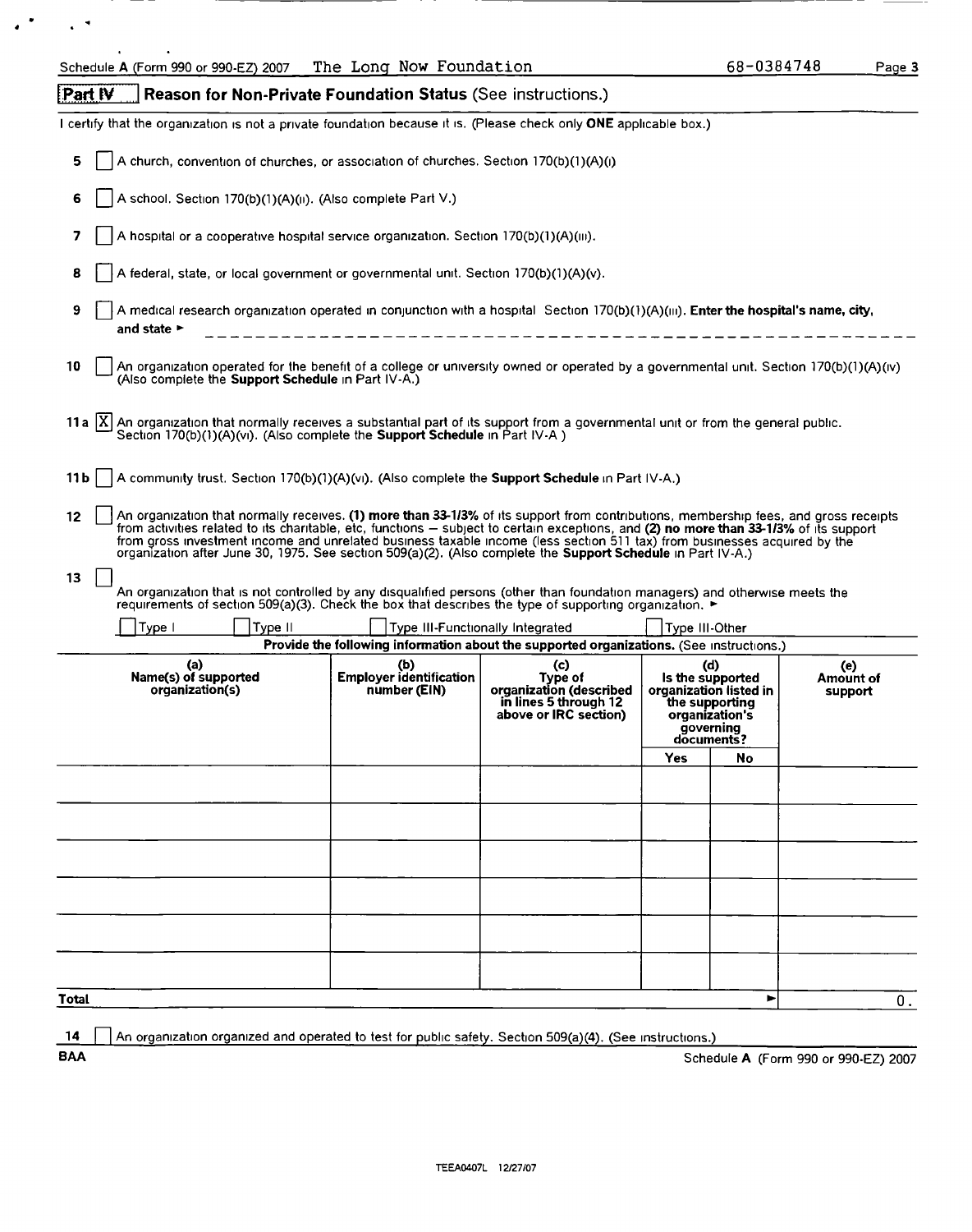Schedule A (Form 990 or 990-EZ) 2007 The Long Now Foundation 68-0384748 Page 3

## Part IV Reason for Non-Private Foundation Status (See instructions.)

I certify that the organization is not a private foundation because it is. (Please check only **ONE** applicable box.)

5 [ ] A church, convention of churches, or association of churches. Section 170(b)(1)(A)(i)

6 [ ] A school. Section 170(b)(1)(A)(ii). (Also complete Part V.)

7 [ ] A hospital or a cooperative hospital service organization. Section 170(b)(1)(A)(iii).

8 [ ] A federal, state, or local government or governmental unit. Section 170(b)(1)(A)(v).

9 [ ] A medical research organization operated in conjunction with a hospital Section 170(b)(1)(A)(iii). **Enter the hospital's name, city, and state** ►

10 [ ] An organization operated for the benefit of a college or university owned or operated by a governmental unit. Section 170(b)(1)(A)(iv) (Also complete the **Support Schedule** in Part IV-A.)

11a [X] An organization that normally receives a substantial part of its support from a governmental unit or from the general public. Section 170(b)(1)(A)(vi). (Also complete the **Support Schedule** in Part IV-A )

11b [ ] A community trust. Section 170(b)(1)(A)(vi). (Also complete the **Support Schedule** in Part IV-A.)

12 [ ] An organization that normally receives: **(1) more than 33-1/3%** of its support from contributions, membership fees, and gross receipts from activities related to its charitable, etc, functions – subject to certain exceptions, and **(2) no more than 33-1/3%** of its support from gross investment income and unrelated business taxable income (less section 511 tax) from businesses acquired by the organization after June 30, 1975. See section 509(a)(2). (Also complete the **Support Schedule** in Part IV-A.)

13 [ ] An organization that is not controlled by any disqualified persons (other than foundation managers) and otherwise meets the requirements of section 509(a)(3). Check the box that describes the type of supporting organization. ►

[ ] Type I [ ] Type II [ ] Type III-Functionally Integrated [ ] Type III-Other

**Provide the following information about the supported organizations.** (See instructions.)

| (a) Name(s) of supported organization(s) | (b) Employer identification number (EIN) | (c) Type of organization (described in lines 5 through 12 above or IRC section) | (d) Is the supported organization listed in the supporting organization's governing documents? Yes | No | (e) Amount of support |
|---|---|---|---|---|---|
| | | | | | |
| | | | | | |
| | | | | | |
| | | | | | |
| | | | | | |
| | | | | | |
| **Total** | | | | ► | 0. |

14 [ ] An organization organized and operated to test for public safety. Section 509(a)(4). (See instructions.)

BAA Schedule A (Form 990 or 990-EZ) 2007

TEEA0407L 12/27/07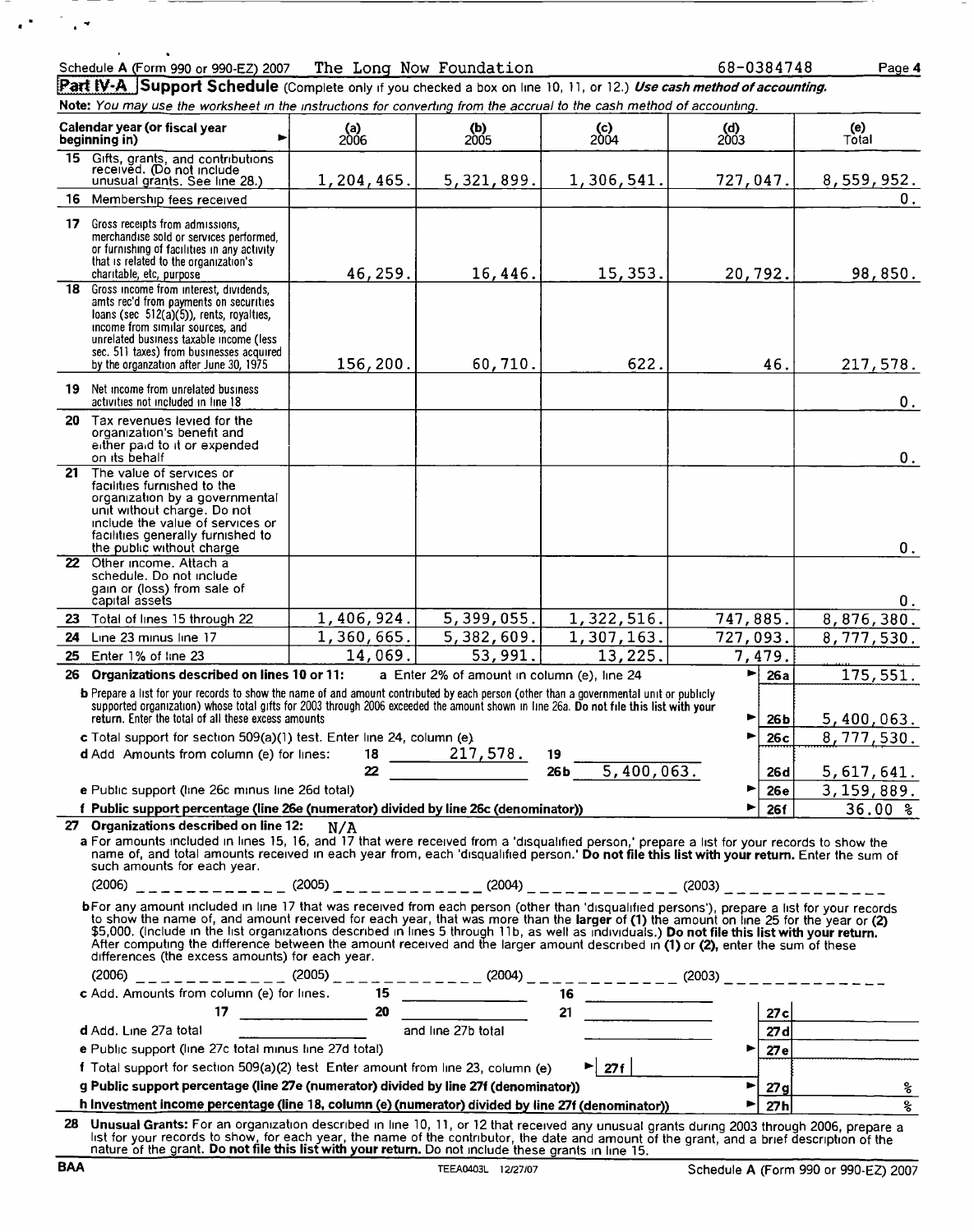Schedule A (Form 990 or 990-EZ) 2007 The Long Now Foundation 68-0384748

**Part IV-A Support Schedule** (Complete only if you checked a box on line 10, 11, or 12.) ***Use cash method of accounting.***

*Note: You may use the worksheet in the instructions for converting from the accrual to the cash method of accounting.*

| Calendar year (or fiscal year beginning in) | (a) 2006 | (b) 2005 | (c) 2004 | (d) 2003 | (e) Total |
|---|---|---|---|---|---|
| **15** Gifts, grants, and contributions received. (Do not include unusual grants. See line 28.) | 1,204,465. | 5,321,899. | 1,306,541. | 727,047. | 8,559,952. |
| **16** Membership fees received | | | | | 0. |
| **17** Gross receipts from admissions, merchandise sold or services performed, or furnishing of facilities in any activity that is related to the organization's charitable, etc, purpose | 46,259. | 16,446. | 15,353. | 20,792. | 98,850. |
| **18** Gross income from interest, dividends, amts rec'd from payments on securities loans (sec 512(a)(5)), rents, royalties, income from similar sources, and unrelated business taxable income (less sec. 511 taxes) from businesses acquired by the organization after June 30, 1975 | 156,200. | 60,710. | 622. | 46. | 217,578. |
| **19** Net income from unrelated business activities not included in line 18 | | | | | 0. |
| **20** Tax revenues levied for the organization's benefit and either paid to it or expended on its behalf | | | | | 0. |
| **21** The value of services or facilities furnished to the organization by a governmental unit without charge. Do not include the value of services or facilities generally furnished to the public without charge | | | | | 0. |
| **22** Other income. Attach a schedule. Do not include gain or (loss) from sale of capital assets | | | | | 0. |
| **23** Total of lines 15 through 22 | 1,406,924. | 5,399,055. | 1,322,516. | 747,885. | 8,876,380. |
| **24** Line 23 minus line 17 | 1,360,665. | 5,382,609. | 1,307,163. | 727,093. | 8,777,530. |
| **25** Enter 1% of line 23 | 14,069. | 53,991. | 13,225. | 7,479. | |

**26 Organizations described on lines 10 or 11:** a Enter 2% of amount in column (e), line 24 ► **26a** 175,551.

**b** Prepare a list for your records to show the name of and amount contributed by each person (other than a governmental unit or publicly supported organization) whose total gifts for 2003 through 2006 exceeded the amount shown in line 26a. **Do not file this list with your return.** Enter the total of all these excess amounts ► **26b** 5,400,063.

**c** Total support for section 509(a)(1) test. Enter line 24, column (e) ► **26c** 8,777,530.

**d** Add Amounts from column (e) for lines: 18 217,578. 19 ______ 22 ______ 26b 5,400,063. **26d** 5,617,641.

**e** Public support (line 26c minus line 26d total) ► **26e** 3,159,889.

**f Public support percentage (line 26e (numerator) divided by line 26c (denominator))** ► **26f** 36.00 %

**27 Organizations described on line 12:** N/A

**a** For amounts included in lines 15, 16, and 17 that were received from a 'disqualified person,' prepare a list for your records to show the name of, and total amounts received in each year from, each 'disqualified person.' **Do not file this list with your return.** Enter the sum of such amounts for each year.

(2006) ____________ (2005) ____________ (2004) ____________ (2003) ____________

**b** For any amount included in line 17 that was received from each person (other than 'disqualified persons'), prepare a list for your records to show the name of, and amount received for each year, that was more than the **larger** of **(1)** the amount on line 25 for the year or **(2)** $5,000. (Include in the list organizations described in lines 5 through 11b, as well as individuals.) **Do not file this list with your return.** After computing the difference between the amount received and the larger amount described in **(1)** or **(2)**, enter the sum of these differences (the excess amounts) for each year.

(2006) ____________ (2005) ____________ (2004) ____________ (2003) ____________

**c** Add. Amounts from column (e) for lines. 15 ______ 16 ______ 17 ______ 20 ______ 21 ______ **27c** ______

**d** Add. Line 27a total ______ and line 27b total ______ **27d** ______

**e** Public support (line 27c total minus line 27d total) ► **27e** ______

**f** Total support for section 509(a)(2) test Enter amount from line 23, column (e) ► **27f** ______

**g Public support percentage (line 27e (numerator) divided by line 27f (denominator))** ► **27g** %

**h Investment income percentage (line 18, column (e) (numerator) divided by line 27f (denominator))** ► **27h** %

**28 Unusual Grants:** For an organization described in line 10, 11, or 12 that received any unusual grants during 2003 through 2006, prepare a list for your records to show, for each year, the name of the contributor, the date and amount of the grant, and a brief description of the nature of the grant. **Do not file this list with your return.** Do not include these grants in line 15.

BAA TEEA0403L 12/27/07 Schedule A (Form 990 or 990-EZ) 2007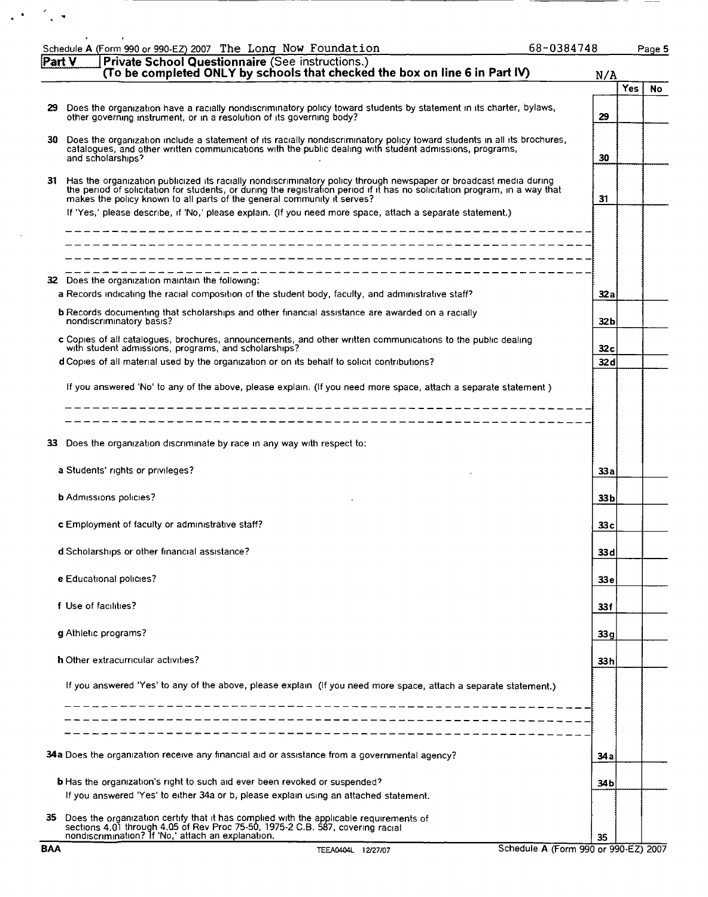Schedule A (Form 990 or 990-EZ) 2007 The Long Now Foundation 68-0384748

## Part V Private School Questionnaire (See instructions.) (To be completed ONLY by schools that checked the box on line 6 in Part IV)

N/A

| | | | Yes | No |
|---|---|---|---|---|
| 29 | Does the organization have a racially nondiscriminatory policy toward students by statement in its charter, bylaws, other governing instrument, or in a resolution of its governing body? | 29 | | |
| 30 | Does the organization include a statement of its racially nondiscriminatory policy toward students in all its brochures, catalogues, and other written communications with the public dealing with student admissions, programs, and scholarships? | 30 | | |
| 31 | Has the organization publicized its racially nondiscriminatory policy through newspaper or broadcast media during the period of solicitation for students, or during the registration period if it has no solicitation program, in a way that makes the policy known to all parts of the general community it serves? | 31 | | |
| | If 'Yes,' please describe, if 'No,' please explain. (If you need more space, attach a separate statement.) | | | |
| 32 | Does the organization maintain the following: | | | |
| | a Records indicating the racial composition of the student body, faculty, and administrative staff? | 32a | | |
| | b Records documenting that scholarships and other financial assistance are awarded on a racially nondiscriminatory basis? | 32b | | |
| | c Copies of all catalogues, brochures, announcements, and other written communications to the public dealing with student admissions, programs, and scholarships? | 32c | | |
| | d Copies of all material used by the organization or on its behalf to solicit contributions? | 32d | | |
| | If you answered 'No' to any of the above, please explain. (If you need more space, attach a separate statement.) | | | |
| 33 | Does the organization discriminate by race in any way with respect to: | | | |
| | a Students' rights or privileges? | 33a | | |
| | b Admissions policies? | 33b | | |
| | c Employment of faculty or administrative staff? | 33c | | |
| | d Scholarships or other financial assistance? | 33d | | |
| | e Educational policies? | 33e | | |
| | f Use of facilities? | 33f | | |
| | g Athletic programs? | 33g | | |
| | h Other extracurricular activities? | 33h | | |
| | If you answered 'Yes' to any of the above, please explain (If you need more space, attach a separate statement.) | | | |
| 34a | Does the organization receive any financial aid or assistance from a governmental agency? | 34a | | |
| | b Has the organization's right to such aid ever been revoked or suspended? | 34b | | |
| | If you answered 'Yes' to either 34a or b, please explain using an attached statement. | | | |
| 35 | Does the organization certify that it has complied with the applicable requirements of sections 4.01 through 4.05 of Rev Proc 75-50, 1975-2 C.B. 587, covering racial nondiscrimination? If 'No,' attach an explanation. | 35 | | |

BAA TEEA0404L 12/27/07 Schedule A (Form 990 or 990-EZ) 2007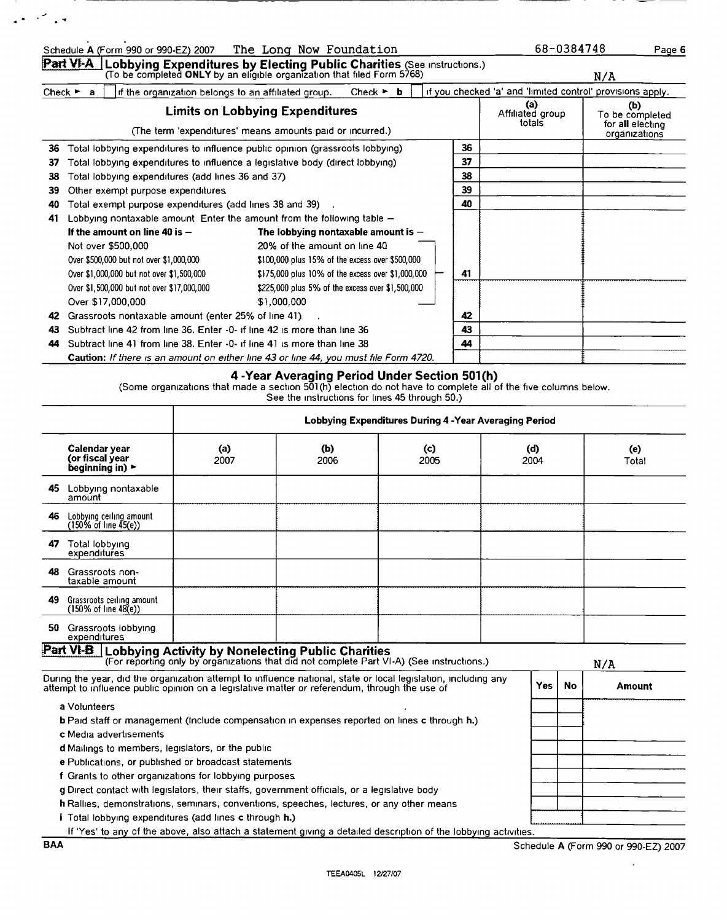Schedule A (Form 990 or 990-EZ) 2007 The Long Now Foundation 68-0384748 Page 6

## Part VI-A Lobbying Expenditures by Electing Public Charities (See instructions.)

(To be completed **ONLY** by an eligible organization that filed Form 5768) N/A

Check ► a [ ] if the organization belongs to an affiliated group. Check ► b [ ] if you checked 'a' and 'limited control' provisions apply.

| Limits on Lobbying Expenditures (The term 'expenditures' means amounts paid or incurred.) | | (a) Affiliated group totals | (b) To be completed for all electing organizations |
|---|---|---|---|
| 36 Total lobbying expenditures to influence public opinion (grassroots lobbying) | 36 | | |
| 37 Total lobbying expenditures to influence a legislative body (direct lobbying) | 37 | | |
| 38 Total lobbying expenditures (add lines 36 and 37) | 38 | | |
| 39 Other exempt purpose expenditures | 39 | | |
| 40 Total exempt purpose expenditures (add lines 38 and 39) | 40 | | |
| 41 Lobbying nontaxable amount Enter the amount from the following table – | 41 | | |
| 42 Grassroots nontaxable amount (enter 25% of line 41) | 42 | | |
| 43 Subtract line 42 from line 36. Enter -0- if line 42 is more than line 36 | 43 | | |
| 44 Subtract line 41 from line 38. Enter -0- if line 41 is more than line 38 | 44 | | |

| If the amount on line 40 is – | The lobbying nontaxable amount is – |
|---|---|
| Not over $500,000 | 20% of the amount on line 40 |
| Over $500,000 but not over $1,000,000 | $100,000 plus 15% of the excess over $500,000 |
| Over $1,000,000 but not over $1,500,000 | $175,000 plus 10% of the excess over $1,000,000 |
| Over $1,500,000 but not over $17,000,000 | $225,000 plus 5% of the excess over $1,500,000 |
| Over $17,000,000 | $1,000,000 |

**Caution:** *If there is an amount on either line 43 or line 44, you must file Form 4720.*

### 4 -Year Averaging Period Under Section 501(h)

(Some organizations that made a section 501(h) election do not have to complete all of the five columns below. See the instructions for lines 45 through 50.)

| | Lobbying Expenditures During 4 -Year Averaging Period | | | | |
|---|---|---|---|---|---|
| **Calendar year (or fiscal year beginning in)** ► | **(a)** 2007 | **(b)** 2006 | **(c)** 2005 | **(d)** 2004 | **(e)** Total |
| 45 Lobbying nontaxable amount | | | | | |
| 46 Lobbying ceiling amount (150% of line 45(e)) | | | | | |
| 47 Total lobbying expenditures | | | | | |
| 48 Grassroots non-taxable amount | | | | | |
| 49 Grassroots ceiling amount (150% of line 48(e)) | | | | | |
| 50 Grassroots lobbying expenditures | | | | | |

## Part VI-B Lobbying Activity by Nonelecting Public Charities

(For reporting only by organizations that did not complete Part VI-A) (See instructions.) N/A

| During the year, did the organization attempt to influence national, state or local legislation, including any attempt to influence public opinion on a legislative matter or referendum, through the use of | Yes | No | Amount |
|---|---|---|---|
| a Volunteers | | | |
| b Paid staff or management (Include compensation in expenses reported on lines c through h.) | | | |
| c Media advertisements | | | |
| d Mailings to members, legislators, or the public | | | |
| e Publications, or published or broadcast statements | | | |
| f Grants to other organizations for lobbying purposes | | | |
| g Direct contact with legislators, their staffs, government officials, or a legislative body | | | |
| h Rallies, demonstrations, seminars, conventions, speeches, lectures, or any other means | | | |
| i Total lobbying expenditures (add lines c through h.) | | | |

If 'Yes' to any of the above, also attach a statement giving a detailed description of the lobbying activities.

BAA Schedule A (Form 990 or 990-EZ) 2007

TEEA0405L 12/27/07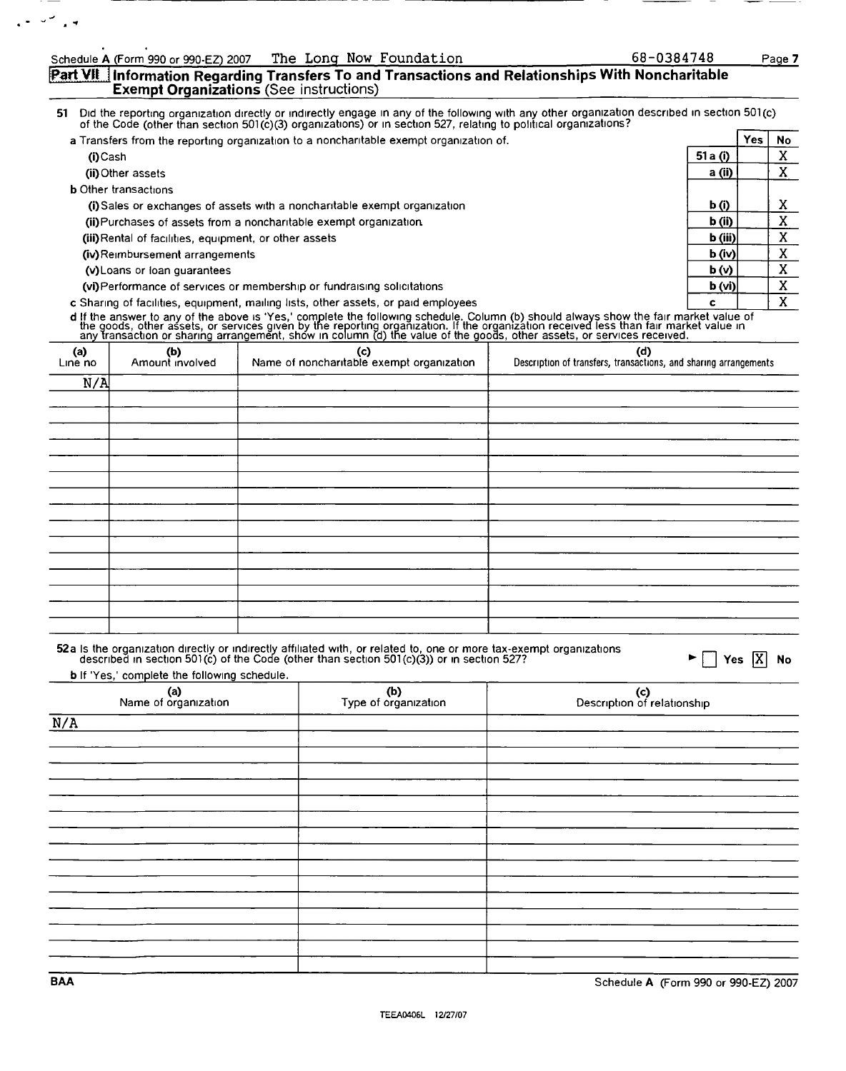Schedule A (Form 990 or 990-EZ) 2007 The Long Now Foundation 68-0384748

## Part VII Information Regarding Transfers To and Transactions and Relationships With Noncharitable Exempt Organizations (See instructions)

51 Did the reporting organization directly or indirectly engage in any of the following with any other organization described in section 501(c) of the Code (other than section 501(c)(3) organizations) or in section 527, relating to political organizations?

| | | Yes | No |
|---|---|---|---|
| **a** Transfers from the reporting organization to a noncharitable exempt organization of. | | | |
| (i) Cash | 51 a (i) | | X |
| (ii) Other assets | a (ii) | | X |
| **b** Other transactions | | | |
| (i) Sales or exchanges of assets with a noncharitable exempt organization | b (i) | | X |
| (ii) Purchases of assets from a noncharitable exempt organization | b (ii) | | X |
| (iii) Rental of facilities, equipment, or other assets | b (iii) | | X |
| (iv) Reimbursement arrangements | b (iv) | | X |
| (v) Loans or loan guarantees | b (v) | | X |
| (vi) Performance of services or membership or fundraising solicitations | b (vi) | | X |
| **c** Sharing of facilities, equipment, mailing lists, other assets, or paid employees | c | | X |

**d** If the answer to any of the above is 'Yes,' complete the following schedule. Column (b) should always show the fair market value of the goods, other assets, or services given by the reporting organization. If the organization received less than fair market value in any transaction or sharing arrangement, show in column (d) the value of the goods, other assets, or services received.

| (a) Line no | (b) Amount involved | (c) Name of noncharitable exempt organization | (d) Description of transfers, transactions, and sharing arrangements |
|---|---|---|---|
| N/A | | | |
| | | | |
| | | | |
| | | | |
| | | | |
| | | | |
| | | | |
| | | | |
| | | | |
| | | | |
| | | | |
| | | | |
| | | | |
| | | | |
| | | | |

**52a** Is the organization directly or indirectly affiliated with, or related to, one or more tax-exempt organizations described in section 501(c) of the Code (other than section 501(c)(3)) or in section 527? ► [ ] Yes [X] No

**b** If 'Yes,' complete the following schedule.

| (a) Name of organization | (b) Type of organization | (c) Description of relationship |
|---|---|---|
| N/A | | |
| | | |
| | | |
| | | |
| | | |
| | | |
| | | |
| | | |
| | | |
| | | |
| | | |
| | | |
| | | |
| | | |
| | | |

BAA Schedule A (Form 990 or 990-EZ) 2007

TEEA0406L 12/27/07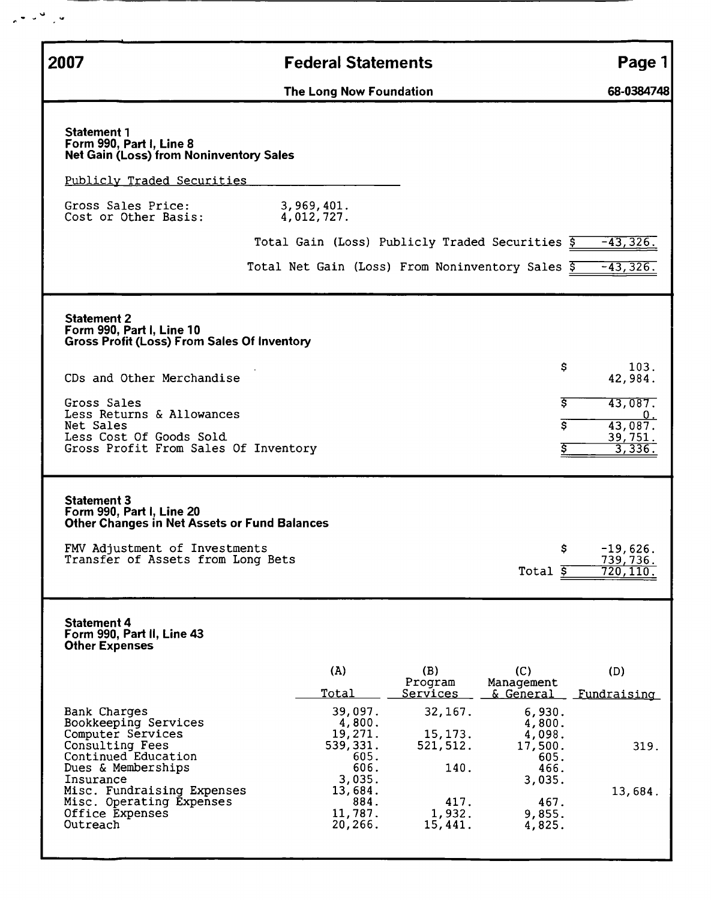# 2007 Federal Statements

**The Long Now Foundation** — **68-0384748**

### Statement 1
**Form 990, Part I, Line 8**
**Net Gain (Loss) from Noninventory Sales**

Publicly Traded Securities

| | | |
|---|---|---|
| Gross Sales Price: | 3,969,401. | |
| Cost or Other Basis: | 4,012,727. | |
| Total Gain (Loss) Publicly Traded Securities | | $ -43,326. |
| Total Net Gain (Loss) From Noninventory Sales | | $ -43,326. |

### Statement 2
**Form 990, Part I, Line 10**
**Gross Profit (Loss) From Sales Of Inventory**

| | |
|---|---|
| | $ 103. |
| CDs and Other Merchandise | 42,984. |
| Gross Sales | $ 43,087. |
| Less Returns & Allowances | 0. |
| Net Sales | $ 43,087. |
| Less Cost Of Goods Sold | 39,751. |
| Gross Profit From Sales Of Inventory | $ 3,336. |

### Statement 3
**Form 990, Part I, Line 20**
**Other Changes in Net Assets or Fund Balances**

| | |
|---|---|
| FMV Adjustment of Investments | $ -19,626. |
| Transfer of Assets from Long Bets | 739,736. |
| Total | $ 720,110. |

### Statement 4
**Form 990, Part II, Line 43**
**Other Expenses**

| | (A) Total | (B) Program Services | (C) Management & General | (D) Fundraising |
|---|---|---|---|---|
| Bank Charges | 39,097. | 32,167. | 6,930. | |
| Bookkeeping Services | 4,800. | | 4,800. | |
| Computer Services | 19,271. | 15,173. | 4,098. | |
| Consulting Fees | 539,331. | 521,512. | 17,500. | 319. |
| Continued Education | 605. | | 605. | |
| Dues & Memberships | 606. | 140. | 466. | |
| Insurance | 3,035. | | 3,035. | |
| Misc. Fundraising Expenses | 13,684. | | | 13,684. |
| Misc. Operating Expenses | 884. | 417. | 467. | |
| Office Expenses | 11,787. | 1,932. | 9,855. | |
| Outreach | 20,266. | 15,441. | 4,825. | |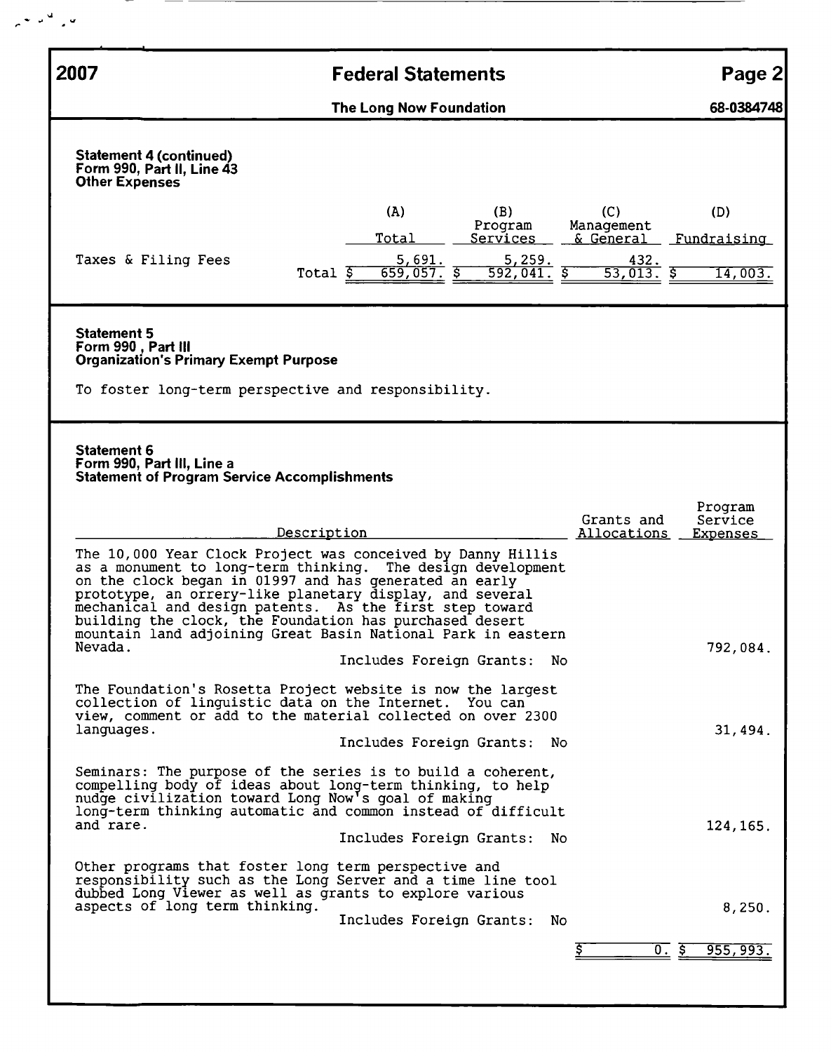# 2007 Federal Statements

**The Long Now Foundation** — 68-0384748

### Statement 4 (continued)
**Form 990, Part II, Line 43**
**Other Expenses**

| | | (A) Total | (B) Program Services | (C) Management & General | (D) Fundraising |
|---|---|---|---|---|---|
| Taxes & Filing Fees | | 5,691. | 5,259. | 432. | |
| | Total | $ 659,057. | $ 592,041. | $ 53,013. | $ 14,003. |

### Statement 5
**Form 990 , Part III**
**Organization's Primary Exempt Purpose**

To foster long-term perspective and responsibility.

### Statement 6
**Form 990, Part III, Line a**
**Statement of Program Service Accomplishments**

| Description | Grants and Allocations | Program Service Expenses |
|---|---|---|
| The 10,000 Year Clock Project was conceived by Danny Hillis as a monument to long-term thinking. The design development on the clock began in 01997 and has generated an early prototype, an orrery-like planetary display, and several mechanical and design patents. As the first step toward building the clock, the Foundation has purchased desert mountain land adjoining Great Basin National Park in eastern Nevada. Includes Foreign Grants: No | | 792,084. |
| The Foundation's Rosetta Project website is now the largest collection of linguistic data on the Internet. You can view, comment or add to the material collected on over 2300 languages. Includes Foreign Grants: No | | 31,494. |
| Seminars: The purpose of the series is to build a coherent, compelling body of ideas about long-term thinking, to help nudge civilization toward Long Now's goal of making long-term thinking automatic and common instead of difficult and rare. Includes Foreign Grants: No | | 124,165. |
| Other programs that foster long term perspective and responsibility such as the Long Server and a time line tool dubbed Long Viewer as well as grants to explore various aspects of long term thinking. Includes Foreign Grants: No | | 8,250. |
| | $ 0. | $ 955,993. |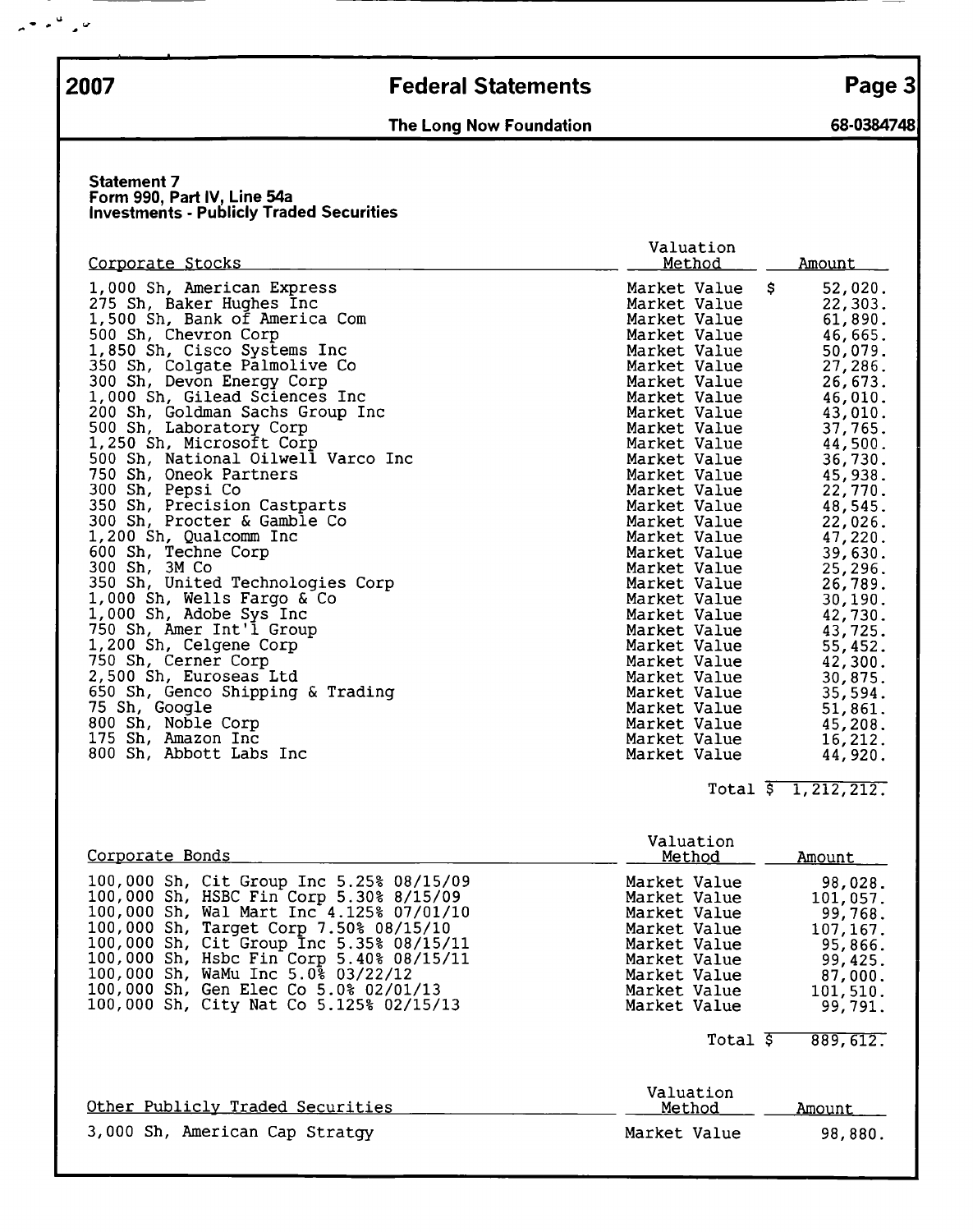**2007 Federal Statements**

**The Long Now Foundation** — **68-0384748**

### Statement 7
### Form 990, Part IV, Line 54a
### Investments - Publicly Traded Securities

| Corporate Stocks | Valuation Method | Amount |
|---|---|---|
| 1,000 Sh, American Express | Market Value | $ 52,020. |
| 275 Sh, Baker Hughes Inc | Market Value | 22,303. |
| 1,500 Sh, Bank of America Com | Market Value | 61,890. |
| 500 Sh, Chevron Corp | Market Value | 46,665. |
| 1,850 Sh, Cisco Systems Inc | Market Value | 50,079. |
| 350 Sh, Colgate Palmolive Co | Market Value | 27,286. |
| 300 Sh, Devon Energy Corp | Market Value | 26,673. |
| 1,000 Sh, Gilead Sciences Inc | Market Value | 46,010. |
| 200 Sh, Goldman Sachs Group Inc | Market Value | 43,010. |
| 500 Sh, Laboratory Corp | Market Value | 37,765. |
| 1,250 Sh, Microsoft Corp | Market Value | 44,500. |
| 500 Sh, National Oilwell Varco Inc | Market Value | 36,730. |
| 750 Sh, Oneok Partners | Market Value | 45,938. |
| 300 Sh, Pepsi Co | Market Value | 22,770. |
| 350 Sh, Precision Castparts | Market Value | 48,545. |
| 300 Sh, Procter & Gamble Co | Market Value | 22,026. |
| 1,200 Sh, Qualcomm Inc | Market Value | 47,220. |
| 600 Sh, Techne Corp | Market Value | 39,630. |
| 300 Sh, 3M Co | Market Value | 25,296. |
| 350 Sh, United Technologies Corp | Market Value | 26,789. |
| 1,000 Sh, Wells Fargo & Co | Market Value | 30,190. |
| 1,000 Sh, Adobe Sys Inc | Market Value | 42,730. |
| 750 Sh, Amer Int'l Group | Market Value | 43,725. |
| 1,200 Sh, Celgene Corp | Market Value | 55,452. |
| 750 Sh, Cerner Corp | Market Value | 42,300. |
| 2,500 Sh, Euroseas Ltd | Market Value | 30,875. |
| 650 Sh, Genco Shipping & Trading | Market Value | 35,594. |
| 75 Sh, Google | Market Value | 51,861. |
| 800 Sh, Noble Corp | Market Value | 45,208. |
| 175 Sh, Amazon Inc | Market Value | 16,212. |
| 800 Sh, Abbott Labs Inc | Market Value | 44,920. |
| | Total | $ 1,212,212. |

| Corporate Bonds | Valuation Method | Amount |
|---|---|---|
| 100,000 Sh, Cit Group Inc 5.25% 08/15/09 | Market Value | 98,028. |
| 100,000 Sh, HSBC Fin Corp 5.30% 8/15/09 | Market Value | 101,057. |
| 100,000 Sh, Wal Mart Inc 4.125% 07/01/10 | Market Value | 99,768. |
| 100,000 Sh, Target Corp 7.50% 08/15/10 | Market Value | 107,167. |
| 100,000 Sh, Cit Group Inc 5.35% 08/15/11 | Market Value | 95,866. |
| 100,000 Sh, Hsbc Fin Corp 5.40% 08/15/11 | Market Value | 99,425. |
| 100,000 Sh, WaMu Inc 5.0% 03/22/12 | Market Value | 87,000. |
| 100,000 Sh, Gen Elec Co 5.0% 02/01/13 | Market Value | 101,510. |
| 100,000 Sh, City Nat Co 5.125% 02/15/13 | Market Value | 99,791. |
| | Total | $ 889,612. |

| Other Publicly Traded Securities | Valuation Method | Amount |
|---|---|---|
| 3,000 Sh, American Cap Stratgy | Market Value | 98,880. |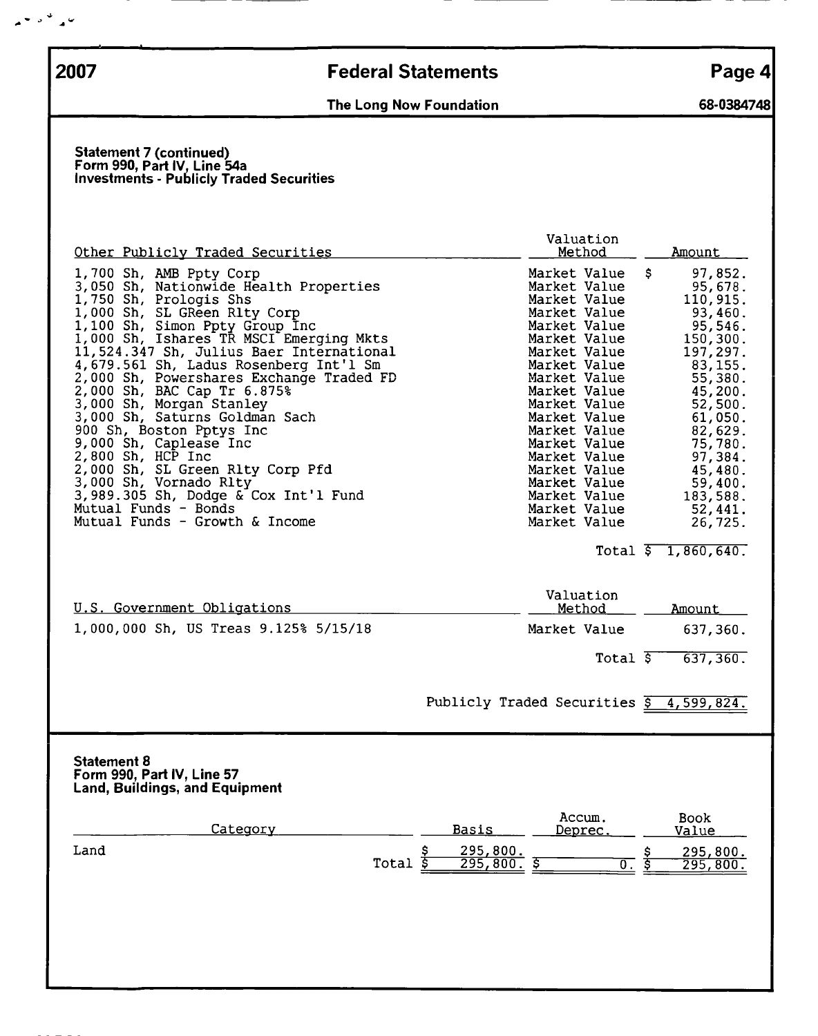**2007 Federal Statements**

**The Long Now Foundation** 68-0384748

### Statement 7 (continued)
### Form 990, Part IV, Line 54a
### Investments - Publicly Traded Securities

| Other Publicly Traded Securities | Valuation Method | Amount |
|---|---|---|
| 1,700 Sh, AMB Ppty Corp | Market Value | $ 97,852. |
| 3,050 Sh, Nationwide Health Properties | Market Value | 95,678. |
| 1,750 Sh, Prologis Shs | Market Value | 110,915. |
| 1,000 Sh, SL GReen Rlty Corp | Market Value | 93,460. |
| 1,100 Sh, Simon Ppty Group Inc | Market Value | 95,546. |
| 1,000 Sh, Ishares TR MSCI Emerging Mkts | Market Value | 150,300. |
| 11,524.347 Sh, Julius Baer International | Market Value | 197,297. |
| 4,679.561 Sh, Ladus Rosenberg Int'l Sm | Market Value | 83,155. |
| 2,000 Sh, Powershares Exchange Traded FD | Market Value | 55,380. |
| 2,000 Sh, BAC Cap Tr 6.875% | Market Value | 45,200. |
| 3,000 Sh, Morgan Stanley | Market Value | 52,500. |
| 3,000 Sh, Saturns Goldman Sach | Market Value | 61,050. |
| 900 Sh, Boston Pptys Inc | Market Value | 82,629. |
| 9,000 Sh, Caplease Inc | Market Value | 75,780. |
| 2,800 Sh, HCP Inc | Market Value | 97,384. |
| 2,000 Sh, SL Green Rlty Corp Pfd | Market Value | 45,480. |
| 3,000 Sh, Vornado Rlty | Market Value | 59,400. |
| 3,989.305 Sh, Dodge & Cox Int'l Fund | Market Value | 183,588. |
| Mutual Funds - Bonds | Market Value | 52,441. |
| Mutual Funds - Growth & Income | Market Value | 26,725. |
| | Total | $ 1,860,640. |

| U.S. Government Obligations | Valuation Method | Amount |
|---|---|---|
| 1,000,000 Sh, US Treas 9.125% 5/15/18 | Market Value | 637,360. |
| | Total | $ 637,360. |

Publicly Traded Securities $ 4,599,824.

### Statement 8
### Form 990, Part IV, Line 57
### Land, Buildings, and Equipment

| Category | Basis | Accum. Deprec. | Book Value |
|---|---|---|---|
| Land | $ 295,800. | | $ 295,800. |
| Total | $ 295,800. | $ 0. | $ 295,800. |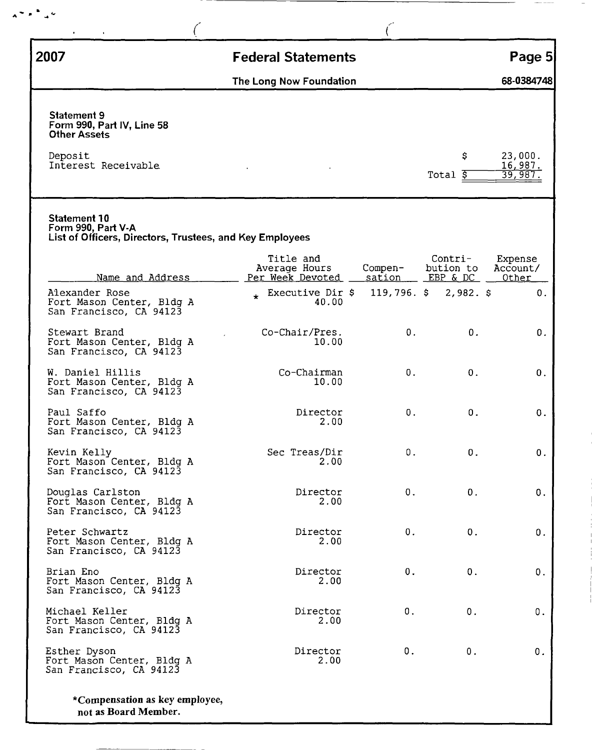## 2007 Federal Statements

**The Long Now Foundation** — 68-0384748

### Statement 9
**Form 990, Part IV, Line 58**
**Other Assets**

| | |
|---|---|
| Deposit | $ 23,000. |
| Interest Receivable | 16,987. |
| Total | $ 39,987. |

### Statement 10
**Form 990, Part V-A**
**List of Officers, Directors, Trustees, and Key Employees**

| Name and Address | Title and Average Hours Per Week Devoted | Compensation | Contribution to EBP & DC | Expense Account/ Other |
|---|---|---|---|---|
| Alexander Rose<br>Fort Mason Center, Bldg A<br>San Francisco, CA 94123 | * Executive Dir<br>40.00 | $ 119,796. | $ 2,982. | $ 0. |
| Stewart Brand<br>Fort Mason Center, Bldg A<br>San Francisco, CA 94123 | Co-Chair/Pres.<br>10.00 | 0. | 0. | 0. |
| W. Daniel Hillis<br>Fort Mason Center, Bldg A<br>San Francisco, CA 94123 | Co-Chairman<br>10.00 | 0. | 0. | 0. |
| Paul Saffo<br>Fort Mason Center, Bldg A<br>San Francisco, CA 94123 | Director<br>2.00 | 0. | 0. | 0. |
| Kevin Kelly<br>Fort Mason Center, Bldg A<br>San Francisco, CA 94123 | Sec Treas/Dir<br>2.00 | 0. | 0. | 0. |
| Douglas Carlston<br>Fort Mason Center, Bldg A<br>San Francisco, CA 94123 | Director<br>2.00 | 0. | 0. | 0. |
| Peter Schwartz<br>Fort Mason Center, Bldg A<br>San Francisco, CA 94123 | Director<br>2.00 | 0. | 0. | 0. |
| Brian Eno<br>Fort Mason Center, Bldg A<br>San Francisco, CA 94123 | Director<br>2.00 | 0. | 0. | 0. |
| Michael Keller<br>Fort Mason Center, Bldg A<br>San Francisco, CA 94123 | Director<br>2.00 | 0. | 0. | 0. |
| Esther Dyson<br>Fort Mason Center, Bldg A<br>San Francisco, CA 94123 | Director<br>2.00 | 0. | 0. | 0. |

**\*Compensation as key employee, not as Board Member.**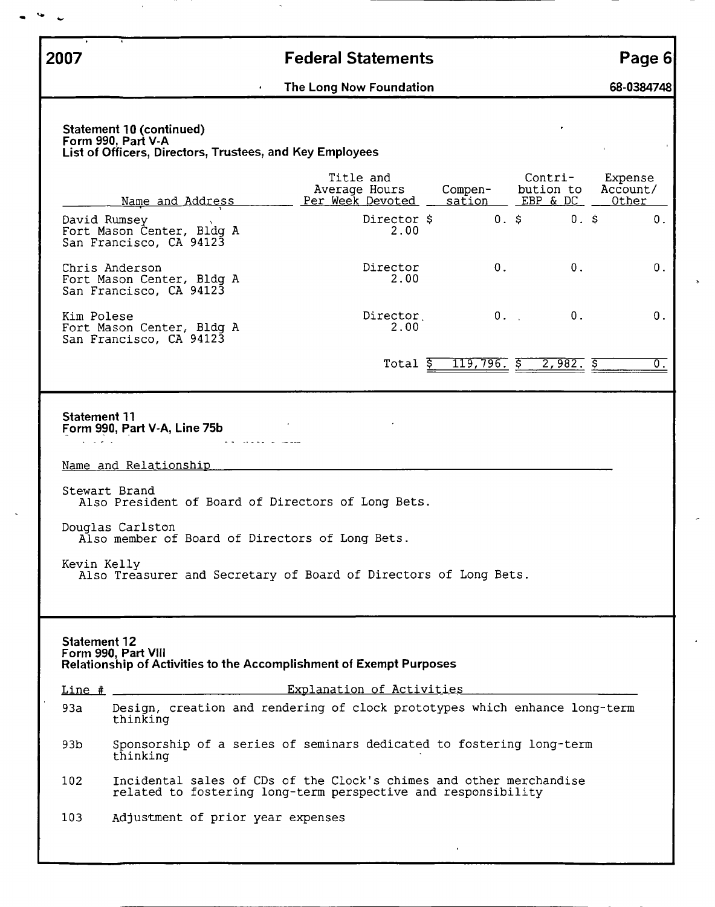**2007** **Federal Statements** **Page 6**

**The Long Now Foundation** **68-0384748**

**Statement 10 (continued)**
**Form 990, Part V-A**
**List of Officers, Directors, Trustees, and Key Employees**

| Name and Address | Title and Average Hours Per Week Devoted | Compen- sation | Contri- bution to EBP & DC | Expense Account/ Other |
|---|---|---|---|---|
| David Rumsey<br>Fort Mason Center, Bldg A<br>San Francisco, CA 94123 | Director<br>2.00 | $ 0. | $ 0. | $ 0. |
| Chris Anderson<br>Fort Mason Center, Bldg A<br>San Francisco, CA 94123 | Director<br>2.00 | 0. | 0. | 0. |
| Kim Polese<br>Fort Mason Center, Bldg A<br>San Francisco, CA 94123 | Director<br>2.00 | 0. | 0. | 0. |
| | Total | $ 119,796. | $ 2,982. | $ 0. |

**Statement 11**
**Form 990, Part V-A, Line 75b**

Name and Relationship

Stewart Brand
Also President of Board of Directors of Long Bets.

Douglas Carlston
Also member of Board of Directors of Long Bets.

Kevin Kelly
Also Treasurer and Secretary of Board of Directors of Long Bets.

**Statement 12**
**Form 990, Part VIII**
**Relationship of Activities to the Accomplishment of Exempt Purposes**

| Line # | Explanation of Activities |
|---|---|
| 93a | Design, creation and rendering of clock prototypes which enhance long-term thinking |
| 93b | Sponsorship of a series of seminars dedicated to fostering long-term thinking |
| 102 | Incidental sales of CDs of the Clock's chimes and other merchandise related to fostering long-term perspective and responsibility |
| 103 | Adjustment of prior year expenses |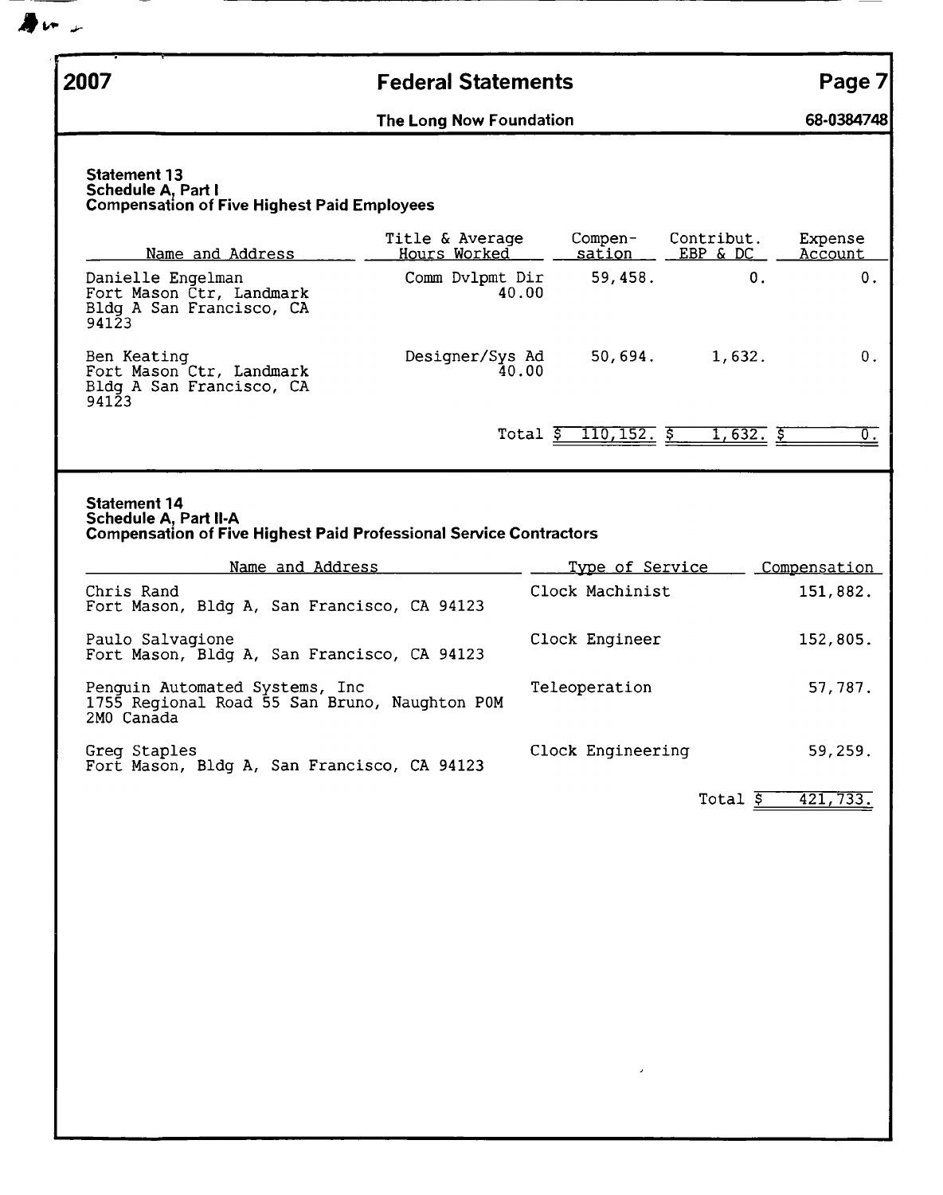**2007** | **Federal Statements** | **Page 7**

**The Long Now Foundation** | **68-0384748**

### Statement 13
### Schedule A, Part I
### Compensation of Five Highest Paid Employees

| Name and Address | Title & Average Hours Worked | Compen-sation | Contribut. EBP & DC | Expense Account |
|---|---|---|---|---|
| Danielle Engelman<br>Fort Mason Ctr, Landmark<br>Bldg A San Francisco, CA<br>94123 | Comm Dvlpmt Dir<br>40.00 | 59,458. | 0. | 0. |
| Ben Keating<br>Fort Mason Ctr, Landmark<br>Bldg A San Francisco, CA<br>94123 | Designer/Sys Ad<br>40.00 | 50,694. | 1,632. | 0. |
| | Total | $ 110,152. | $ 1,632. | $ 0. |

### Statement 14
### Schedule A, Part II-A
### Compensation of Five Highest Paid Professional Service Contractors

| Name and Address | Type of Service | Compensation |
|---|---|---|
| Chris Rand<br>Fort Mason, Bldg A, San Francisco, CA 94123 | Clock Machinist | 151,882. |
| Paulo Salvagione<br>Fort Mason, Bldg A, San Francisco, CA 94123 | Clock Engineer | 152,805. |
| Penguin Automated Systems, Inc<br>1755 Regional Road 55 San Bruno, Naughton P0M<br>2M0 Canada | Teleoperation | 57,787. |
| Greg Staples<br>Fort Mason, Bldg A, San Francisco, CA 94123 | Clock Engineering | 59,259. |
| | Total | $ 421,733. |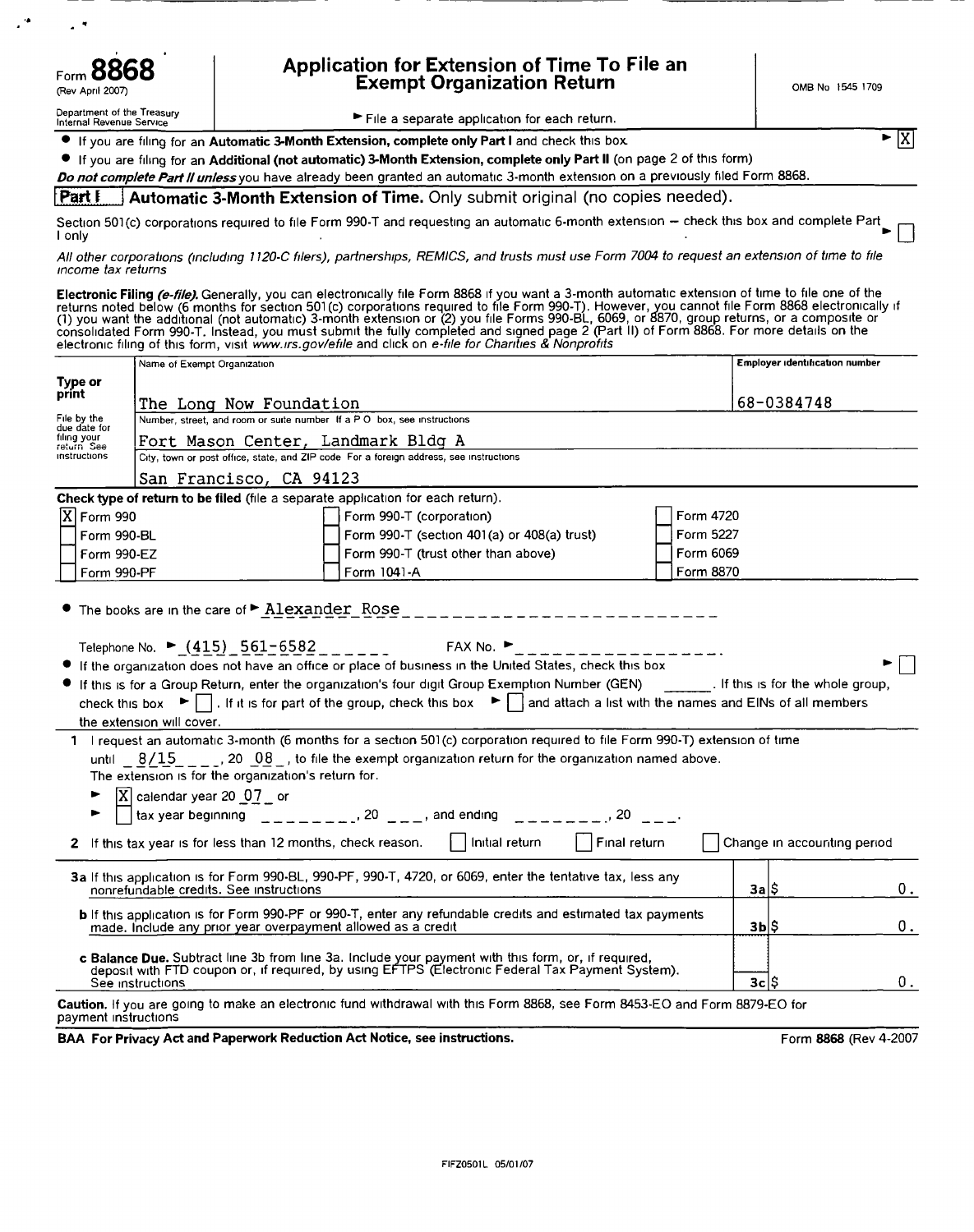Form **8868**
(Rev April 2007)

Department of the Treasury
Internal Revenue Service

# Application for Extension of Time To File an Exempt Organization Return

► File a separate application for each return.

OMB No 1545 1709

- If you are filing for an **Automatic 3-Month Extension, complete only Part I** and check this box ► [X]
- If you are filing for an **Additional (not automatic) 3-Month Extension, complete only Part II** (on page 2 of this form)

***Do not complete Part II unless*** you have already been granted an automatic 3-month extension on a previously filed Form 8868.

## Part I Automatic 3-Month Extension of Time. Only submit original (no copies needed).

Section 501(c) corporations required to file Form 990-T and requesting an automatic 6-month extension – check this box and complete Part I only ► [ ]

*All other corporations (including 1120-C filers), partnerships, REMICS, and trusts must use Form 7004 to request an extension of time to file income tax returns*

**Electronic Filing *(e-file)*.** Generally, you can electronically file Form 8868 if you want a 3-month automatic extension of time to file one of the returns noted below (6 months for section 501(c) corporations required to file Form 990-T). However, you cannot file Form 8868 electronically if (1) you want the additional (not automatic) 3-month extension or (2) you file Forms 990-BL, 6069, or 8870, group returns, or a composite or consolidated Form 990-T. Instead, you must submit the fully completed and signed page 2 (Part II) of Form 8868. For more details on the electronic filing of this form, visit *www.irs.gov/efile* and click on *e-file for Charities & Nonprofits*

| Type or print | Name of Exempt Organization | Employer identification number |
|---|---|---|
| | The Long Now Foundation | 68-0384748 |
| File by the due date for filing your return See instructions | Number, street, and room or suite number If a P O box, see instructions<br>Fort Mason Center, Landmark Bldg A | |
| | City, town or post office, state, and ZIP code For a foreign address, see instructions<br>San Francisco, CA 94123 | |

**Check type of return to be filed** (file a separate application for each return).

| | | |
|---|---|---|
| [X] Form 990 | [ ] Form 990-T (corporation) | [ ] Form 4720 |
| [ ] Form 990-BL | [ ] Form 990-T (section 401(a) or 408(a) trust) | [ ] Form 5227 |
| [ ] Form 990-EZ | [ ] Form 990-T (trust other than above) | [ ] Form 6069 |
| [ ] Form 990-PF | [ ] Form 1041-A | [ ] Form 8870 |

- The books are in the care of ► Alexander Rose

  Telephone No. ► (415) 561-6582  FAX No. ►
- If the organization does not have an office or place of business in the United States, check this box ► [ ]
- If this is for a Group Return, enter the organization's four digit Group Exemption Number (GEN) ______. If this is for the whole group, check this box ► [ ]. If it is for part of the group, check this box ► [ ] and attach a list with the names and EINs of all members the extension will cover.

**1** I request an automatic 3-month (6 months for a section 501(c) corporation required to file Form 990-T) extension of time until 8/15, 20 08, to file the exempt organization return for the organization named above. The extension is for the organization's return for.

► [X] calendar year 20 07 or

► [ ] tax year beginning ________, 20 ___, and ending ________, 20 ___.

**2** If this tax year is for less than 12 months, check reason. [ ] Initial return [ ] Final return [ ] Change in accounting period

| | | |
|---|---|---|
| **3a** If this application is for Form 990-BL, 990-PF, 990-T, 4720, or 6069, enter the tentative tax, less any nonrefundable credits. See instructions | **3a** | $ 0. |
| **b** If this application is for Form 990-PF or 990-T, enter any refundable credits and estimated tax payments made. Include any prior year overpayment allowed as a credit | **3b** | $ 0. |
| **c Balance Due.** Subtract line 3b from line 3a. Include your payment with this form, or, if required, deposit with FTD coupon or, if required, by using EFTPS (Electronic Federal Tax Payment System). See instructions | **3c** | $ 0. |

**Caution.** If you are going to make an electronic fund withdrawal with this Form 8868, see Form 8453-EO and Form 8879-EO for payment instructions

**BAA For Privacy Act and Paperwork Reduction Act Notice, see instructions.** Form **8868** (Rev 4-2007)

FIFZ0501L 05/01/07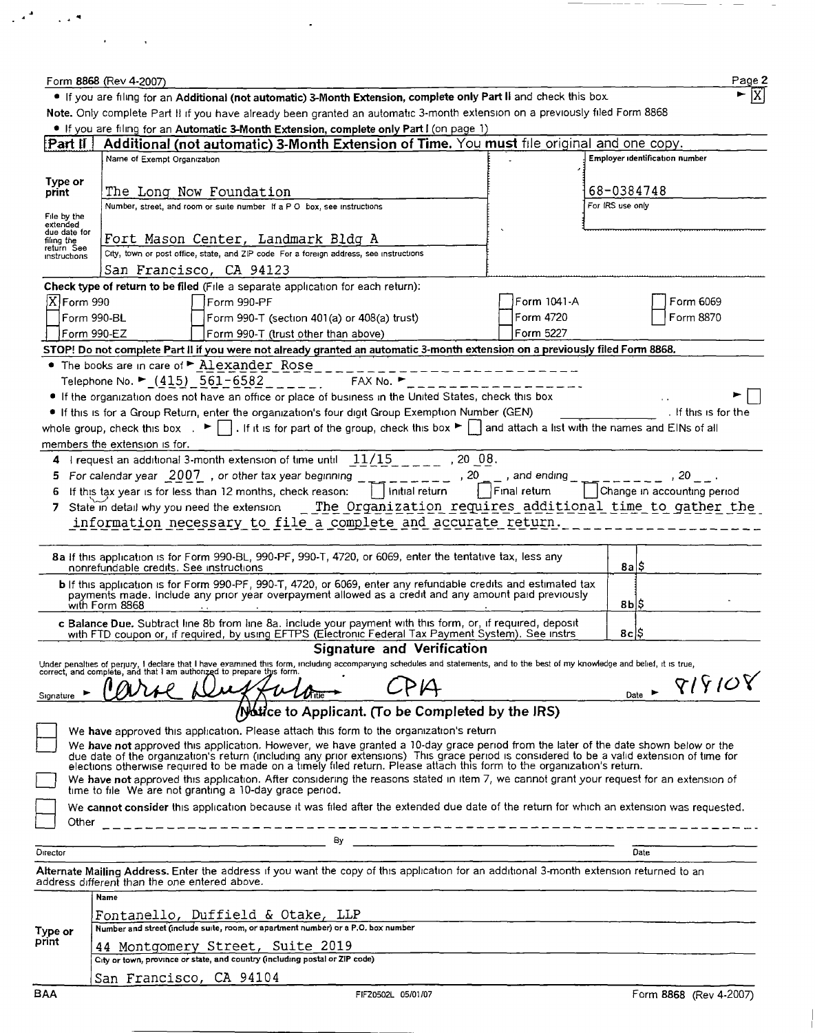Form **8868** (Rev 4-2007)

- If you are filing for an **Additional (not automatic) 3-Month Extension, complete only Part II** and check this box ► [X]

**Note.** Only complete Part II if you have already been granted an automatic 3-month extension on a previously filed Form 8868

- If you are filing for an **Automatic 3-Month Extension, complete only Part I** (on page 1)

## Part II — Additional (not automatic) 3-Month Extension of Time. You **must** file original and one copy.

| | |
|---|---|
| **Type or print** — Name of Exempt Organization | Employer identification number |
| The Long Now Foundation | 68-0384748 |
| File by the extended due date for filing the return. See instructions — Number, street, and room or suite number. If a P O box, see instructions | For IRS use only |
| Fort Mason Center, Landmark Bldg A | |
| City, town or post office, state, and ZIP code. For a foreign address, see instructions | |
| San Francisco, CA 94123 | |

**Check type of return to be filed** (File a separate application for each return):

| | | | |
|---|---|---|---|
| [X] Form 990 | [ ] Form 990-PF | [ ] Form 1041-A | [ ] Form 6069 |
| [ ] Form 990-BL | [ ] Form 990-T (section 401(a) or 408(a) trust) | [ ] Form 4720 | [ ] Form 8870 |
| [ ] Form 990-EZ | [ ] Form 990-T (trust other than above) | [ ] Form 5227 | |

**STOP! Do not complete Part II if you were not already granted an automatic 3-month extension on a previously filed Form 8868.**

- The books are in care of ► Alexander Rose

  Telephone No. ► (415) 561-6582 FAX No. ►

- If the organization does not have an office or place of business in the United States, check this box ► [ ]
- If this is for a Group Return, enter the organization's four digit Group Exemption Number (GEN) ______. If this is for the whole group, check this box ► [ ]. If it is for part of the group, check this box ► [ ] and attach a list with the names and EINs of all members the extension is for.

4 I request an additional 3-month extension of time until 11/15, 20 08.

5 For calendar year 2007, or other tax year beginning ______, 20__, and ending ______, 20__.

6 If this tax year is for less than 12 months, check reason: [ ] Initial return [ ] Final return [ ] Change in accounting period

7 State in detail why you need the extension The Organization requires additional time to gather the information necessary to file a complete and accurate return.

| | | |
|---|---|---|
| **8a** If this application is for Form 990-BL, 990-PF, 990-T, 4720, or 6069, enter the tentative tax, less any nonrefundable credits. See instructions | 8a | $ |
| **b** If this application is for Form 990-PF, 990-T, 4720, or 6069, enter any refundable credits and estimated tax payments made. Include any prior year overpayment allowed as a credit and any amount paid previously with Form 8868 | 8b | $ |
| **c Balance Due.** Subtract line 8b from line 8a. Include your payment with this form, or, if required, deposit with FTD coupon or, if required, by using EFTPS (Electronic Federal Tax Payment System). See instrs | 8c | $ |

### Signature and Verification

Under penalties of perjury, I declare that I have examined this form, including accompanying schedules and statements, and to the best of my knowledge and belief, it is true, correct, and complete, and that I am authorized to prepare this form.

Signature ► Carne Duffala Title CPA Date ► 8/8/08

### Notice to Applicant. (To be Completed by the IRS)

- [ ] We **have** approved this application. Please attach this form to the organization's return
- [ ] We **have not** approved this application. However, we have granted a 10-day grace period from the later of the date shown below or the due date of the organization's return (including any prior extensions). This grace period is considered to be a valid extension of time for elections otherwise required to be made on a timely filed return. Please attach this form to the organization's return.
- [ ] We **have not** approved this application. After considering the reasons stated in item 7, we cannot grant your request for an extension of time to file. We are not granting a 10-day grace period.
- [ ] We **cannot consider** this application because it was filed after the extended due date of the return for which an extension was requested.
- [ ] Other ______

Director ______ By ______ Date ______

**Alternate Mailing Address.** Enter the address if you want the copy of this application for an additional 3-month extension returned to an address different than the one entered above.

| | |
|---|---|
| **Type or print** — Name | Fontanello, Duffield & Otake, LLP |
| Number and street (include suite, room, or apartment number) or a P.O. box number | 44 Montgomery Street, Suite 2019 |
| City or town, province or state, and country (including postal or ZIP code) | San Francisco, CA 94104 |

BAA FIFZ0502L 05/01/07 Form **8868** (Rev 4-2007)